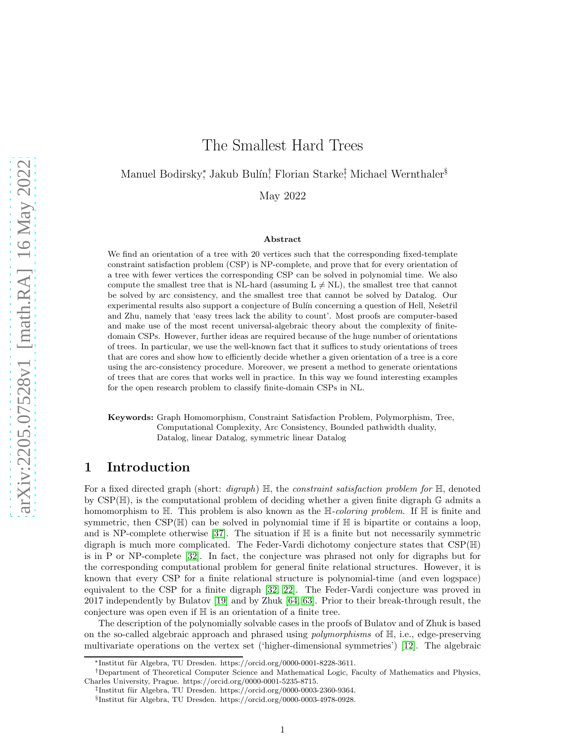# The Smallest Hard Trees

Manuel Bodirsky[*], Jakub Bulín[†], Florian Starke[‡], Michael Wernthaler[§]

May 2022

### Abstract

We find an orientation of a tree with 20 vertices such that the corresponding fixed-template constraint satisfaction problem (CSP) is NP-complete, and prove that for every orientation of a tree with fewer vertices the corresponding CSP can be solved in polynomial time. We also compute the smallest tree that is NL-hard (assuming L $\neq$ NL), the smallest tree that cannot be solved by arc consistency, and the smallest tree that cannot be solved by Datalog. Our experimental results also support a conjecture of Bulín concerning a question of Hell, Nešetřil and Zhu, namely that 'easy trees lack the ability to count'. Most proofs are computer-based and make use of the most recent universal-algebraic theory about the complexity of finite-domain CSPs. However, further ideas are required because of the huge number of orientations of trees. In particular, we use the well-known fact that it suffices to study orientations of trees that are cores and show how to efficiently decide whether a given orientation of a tree is a core using the arc-consistency procedure. Moreover, we present a method to generate orientations of trees that are cores that works well in practice. In this way we found interesting examples for the open research problem to classify finite-domain CSPs in NL.

**Keywords:** Graph Homomorphism, Constraint Satisfaction Problem, Polymorphism, Tree, Computational Complexity, Arc Consistency, Bounded pathwidth duality, Datalog, linear Datalog, symmetric linear Datalog

## 1 Introduction

For a fixed directed graph (short: *digraph*) $\mathbb{H}$, the *constraint satisfaction problem for* $\mathbb{H}$, denoted by CSP($\mathbb{H}$), is the computational problem of deciding whether a given finite digraph $\mathbb{G}$ admits a homomorphism to $\mathbb{H}$. This problem is also known as the $\mathbb{H}$-*coloring problem*. If $\mathbb{H}$ is finite and symmetric, then CSP($\mathbb{H}$) can be solved in polynomial time if $\mathbb{H}$ is bipartite or contains a loop, and is NP-complete otherwise [37]. The situation if $\mathbb{H}$ is a finite but not necessarily symmetric digraph is much more complicated. The Feder-Vardi dichotomy conjecture states that CSP($\mathbb{H}$) is in P or NP-complete [32]. In fact, the conjecture was phrased not only for digraphs but for the corresponding computational problem for general finite relational structures. However, it is known that every CSP for a finite relational structure is polynomial-time (and even logspace) equivalent to the CSP for a finite digraph [32, 22]. The Feder-Vardi conjecture was proved in 2017 independently by Bulatov [19] and by Zhuk [64, 63]. Prior to their break-through result, the conjecture was open even if $\mathbb{H}$ is an orientation of a finite tree.

The description of the polynomially solvable cases in the proofs of Bulatov and of Zhuk is based on the so-called algebraic approach and phrased using *polymorphisms* of $\mathbb{H}$, i.e., edge-preserving multivariate operations on the vertex set ('higher-dimensional symmetries') [12]. The algebraic

[*] Institut für Algebra, TU Dresden. https://orcid.org/0000-0001-8228-3611.

[†] Department of Theoretical Computer Science and Mathematical Logic, Faculty of Mathematics and Physics, Charles University, Prague. https://orcid.org/0000-0001-5235-8715.

[‡] Institut für Algebra, TU Dresden. https://orcid.org/0000-0003-2360-9364.

[§] Institut für Algebra, TU Dresden. https://orcid.org/0000-0003-4978-0928.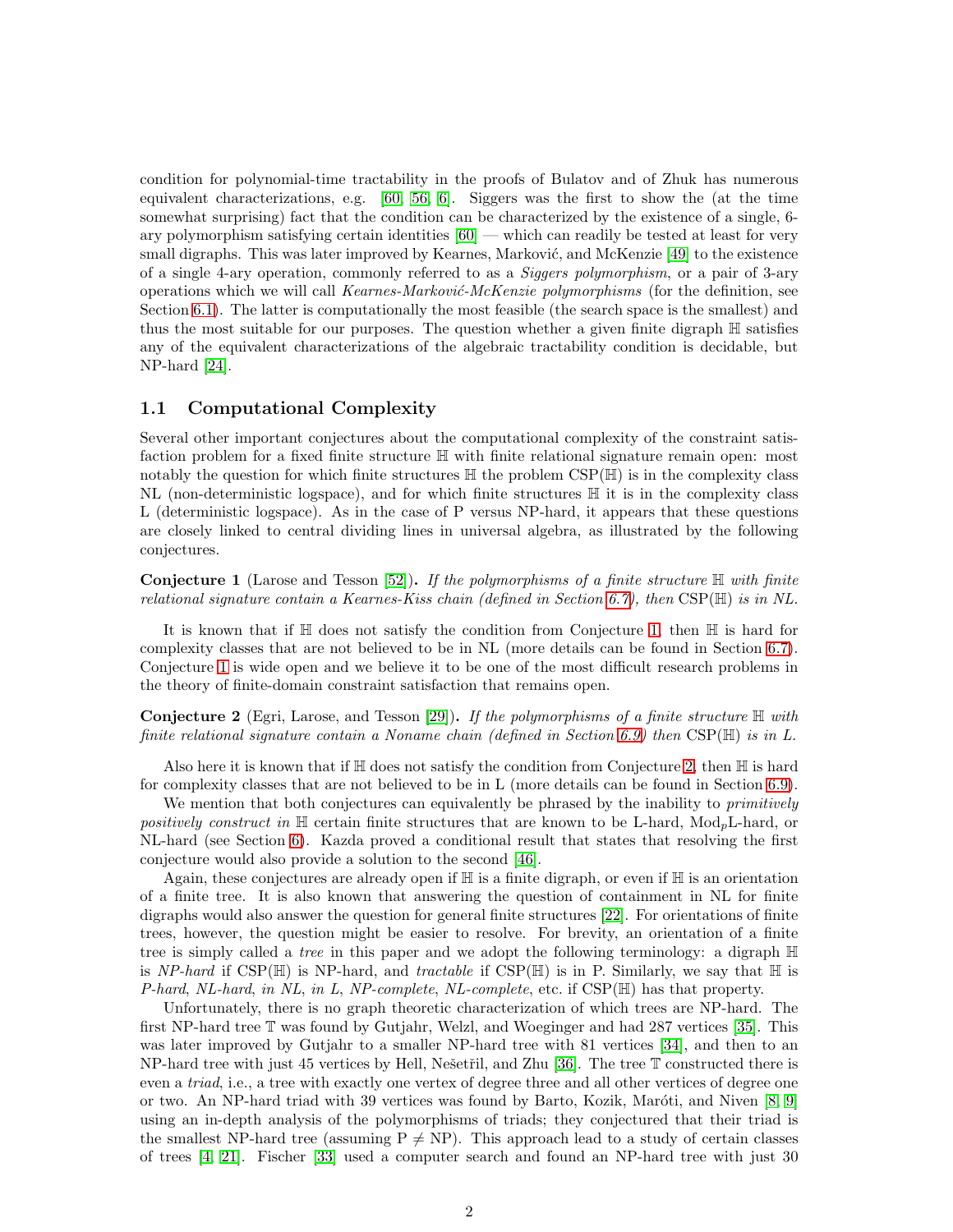condition for polynomial-time tractability in the proofs of Bulatov and of Zhuk has numerous equivalent characterizations, e.g. [60, 56, 6]. Siggers was the first to show the (at the time somewhat surprising) fact that the condition can be characterized by the existence of a single, 6-ary polymorphism satisfying certain identities [60] — which can readily be tested at least for very small digraphs. This was later improved by Kearnes, Marković, and McKenzie [49] to the existence of a single 4-ary operation, commonly referred to as a *Siggers polymorphism*, or a pair of 3-ary operations which we will call *Kearnes-Marković-McKenzie polymorphisms* (for the definition, see Section 6.1). The latter is computationally the most feasible (the search space is the smallest) and thus the most suitable for our purposes. The question whether a given finite digraph $\mathbb{H}$ satisfies any of the equivalent characterizations of the algebraic tractability condition is decidable, but NP-hard [24].

## 1.1 Computational Complexity

Several other important conjectures about the computational complexity of the constraint satisfaction problem for a fixed finite structure $\mathbb{H}$ with finite relational signature remain open: most notably the question for which finite structures $\mathbb{H}$ the problem CSP($\mathbb{H}$) is in the complexity class NL (non-deterministic logspace), and for which finite structures $\mathbb{H}$ it is in the complexity class L (deterministic logspace). As in the case of P versus NP-hard, it appears that these questions are closely linked to central dividing lines in universal algebra, as illustrated by the following conjectures.

**Conjecture 1** (Larose and Tesson [52]). *If the polymorphisms of a finite structure $\mathbb{H}$ with finite relational signature contain a Kearnes-Kiss chain (defined in Section 6.7), then* CSP($\mathbb{H}$) *is in NL.*

It is known that if $\mathbb{H}$ does not satisfy the condition from Conjecture 1, then $\mathbb{H}$ is hard for complexity classes that are not believed to be in NL (more details can be found in Section 6.7). Conjecture 1 is wide open and we believe it to be one of the most difficult research problems in the theory of finite-domain constraint satisfaction that remains open.

**Conjecture 2** (Egri, Larose, and Tesson [29]). *If the polymorphisms of a finite structure $\mathbb{H}$ with finite relational signature contain a Noname chain (defined in Section 6.9) then* CSP($\mathbb{H}$) *is in L.*

Also here it is known that if $\mathbb{H}$ does not satisfy the condition from Conjecture 2, then $\mathbb{H}$ is hard for complexity classes that are not believed to be in L (more details can be found in Section 6.9).

We mention that both conjectures can equivalently be phrased by the inability to *primitively positively construct in* $\mathbb{H}$ certain finite structures that are known to be L-hard, $\text{Mod}_p$L-hard, or NL-hard (see Section 6). Kazda proved a conditional result that states that resolving the first conjecture would also provide a solution to the second [46].

Again, these conjectures are already open if $\mathbb{H}$ is a finite digraph, or even if $\mathbb{H}$ is an orientation of a finite tree. It is also known that answering the question of containment in NL for finite digraphs would also answer the question for general finite structures [22]. For orientations of finite trees, however, the question might be easier to resolve. For brevity, an orientation of a finite tree is simply called a *tree* in this paper and we adopt the following terminology: a digraph $\mathbb{H}$ is *NP-hard* if CSP($\mathbb{H}$) is NP-hard, and *tractable* if CSP($\mathbb{H}$) is in P. Similarly, we say that $\mathbb{H}$ is *P-hard*, *NL-hard*, *in NL*, *in L*, *NP-complete*, *NL-complete*, etc. if CSP($\mathbb{H}$) has that property.

Unfortunately, there is no graph theoretic characterization of which trees are NP-hard. The first NP-hard tree $\mathbb{T}$ was found by Gutjahr, Welzl, and Woeginger and had 287 vertices [35]. This was later improved by Gutjahr to a smaller NP-hard tree with 81 vertices [34], and then to an NP-hard tree with just 45 vertices by Hell, Nešetřil, and Zhu [36]. The tree $\mathbb{T}$ constructed there is even a *triad*, i.e., a tree with exactly one vertex of degree three and all other vertices of degree one or two. An NP-hard triad with 39 vertices was found by Barto, Kozik, Maróti, and Niven [8, 9] using an in-depth analysis of the polymorphisms of triads; they conjectured that their triad is the smallest NP-hard tree (assuming P $\neq$ NP). This approach lead to a study of certain classes of trees [4, 21]. Fischer [33] used a computer search and found an NP-hard tree with just 30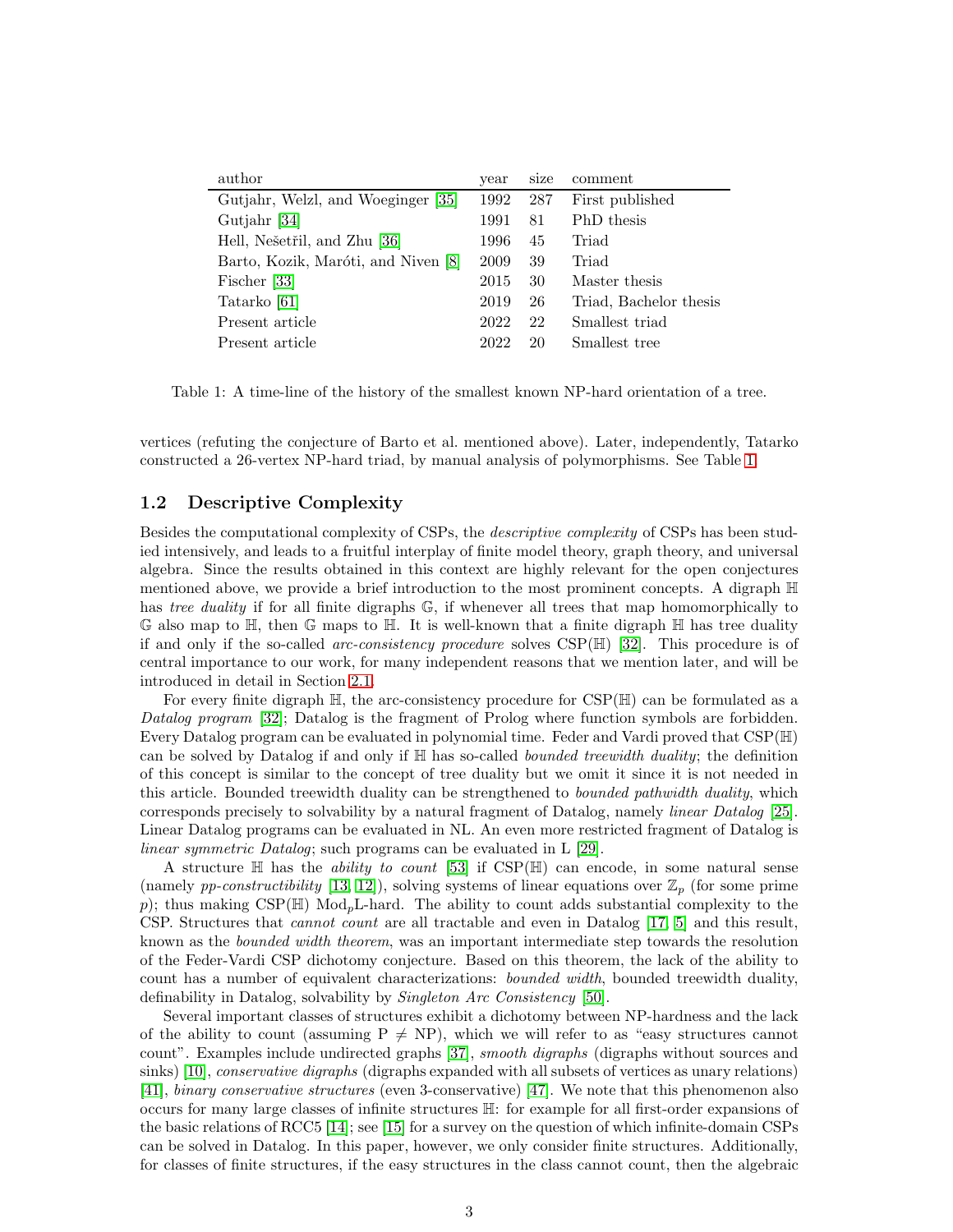| author | year | size | comment |
|---|---|---|---|
| Gutjahr, Welzl, and Woeginger [35] | 1992 | 287 | First published |
| Gutjahr [34] | 1991 | 81 | PhD thesis |
| Hell, Nešetřil, and Zhu [36] | 1996 | 45 | Triad |
| Barto, Kozik, Maróti, and Niven [8] | 2009 | 39 | Triad |
| Fischer [33] | 2015 | 30 | Master thesis |
| Tatarko [61] | 2019 | 26 | Triad, Bachelor thesis |
| Present article | 2022 | 22 | Smallest triad |
| Present article | 2022 | 20 | Smallest tree |

Table 1: A time-line of the history of the smallest known NP-hard orientation of a tree.

vertices (refuting the conjecture of Barto et al. mentioned above). Later, independently, Tatarko constructed a 26-vertex NP-hard triad, by manual analysis of polymorphisms. See Table 1.

## 1.2 Descriptive Complexity

Besides the computational complexity of CSPs, the *descriptive complexity* of CSPs has been studied intensively, and leads to a fruitful interplay of finite model theory, graph theory, and universal algebra. Since the results obtained in this context are highly relevant for the open conjectures mentioned above, we provide a brief introduction to the most prominent concepts. A digraph $\mathbb{H}$ has *tree duality* if for all finite digraphs $\mathbb{G}$, if whenever all trees that map homomorphically to $\mathbb{G}$ also map to $\mathbb{H}$, then $\mathbb{G}$ maps to $\mathbb{H}$. It is well-known that a finite digraph $\mathbb{H}$ has tree duality if and only if the so-called *arc-consistency procedure* solves CSP($\mathbb{H}$) [32]. This procedure is of central importance to our work, for many independent reasons that we mention later, and will be introduced in detail in Section 2.1.

For every finite digraph $\mathbb{H}$, the arc-consistency procedure for CSP($\mathbb{H}$) can be formulated as a *Datalog program* [32]; Datalog is the fragment of Prolog where function symbols are forbidden. Every Datalog program can be evaluated in polynomial time. Feder and Vardi proved that CSP($\mathbb{H}$) can be solved by Datalog if and only if $\mathbb{H}$ has so-called *bounded treewidth duality*; the definition of this concept is similar to the concept of tree duality but we omit it since it is not needed in this article. Bounded treewidth duality can be strengthened to *bounded pathwidth duality*, which corresponds precisely to solvability by a natural fragment of Datalog, namely *linear Datalog* [25]. Linear Datalog programs can be evaluated in NL. An even more restricted fragment of Datalog is *linear symmetric Datalog*; such programs can be evaluated in L [29].

A structure $\mathbb{H}$ has the *ability to count* [53] if CSP($\mathbb{H}$) can encode, in some natural sense (namely *pp-constructibility* [13, 12]), solving systems of linear equations over $\mathbb{Z}_p$ (for some prime $p$); thus making CSP($\mathbb{H}$) Mod$_p$L-hard. The ability to count adds substantial complexity to the CSP. Structures that *cannot count* are all tractable and even in Datalog [17, 5] and this result, known as the *bounded width theorem*, was an important intermediate step towards the resolution of the Feder-Vardi CSP dichotomy conjecture. Based on this theorem, the lack of the ability to count has a number of equivalent characterizations: *bounded width*, bounded treewidth duality, definability in Datalog, solvability by *Singleton Arc Consistency* [50].

Several important classes of structures exhibit a dichotomy between NP-hardness and the lack of the ability to count (assuming P $\neq$ NP), which we will refer to as "easy structures cannot count". Examples include undirected graphs [37], *smooth digraphs* (digraphs without sources and sinks) [10], *conservative digraphs* (digraphs expanded with all subsets of vertices as unary relations) [41], *binary conservative structures* (even 3-conservative) [47]. We note that this phenomenon also occurs for many large classes of infinite structures $\mathbb{H}$: for example for all first-order expansions of the basic relations of RCC5 [14]; see [15] for a survey on the question of which infinite-domain CSPs can be solved in Datalog. In this paper, however, we only consider finite structures. Additionally, for classes of finite structures, if the easy structures in the class cannot count, then the algebraic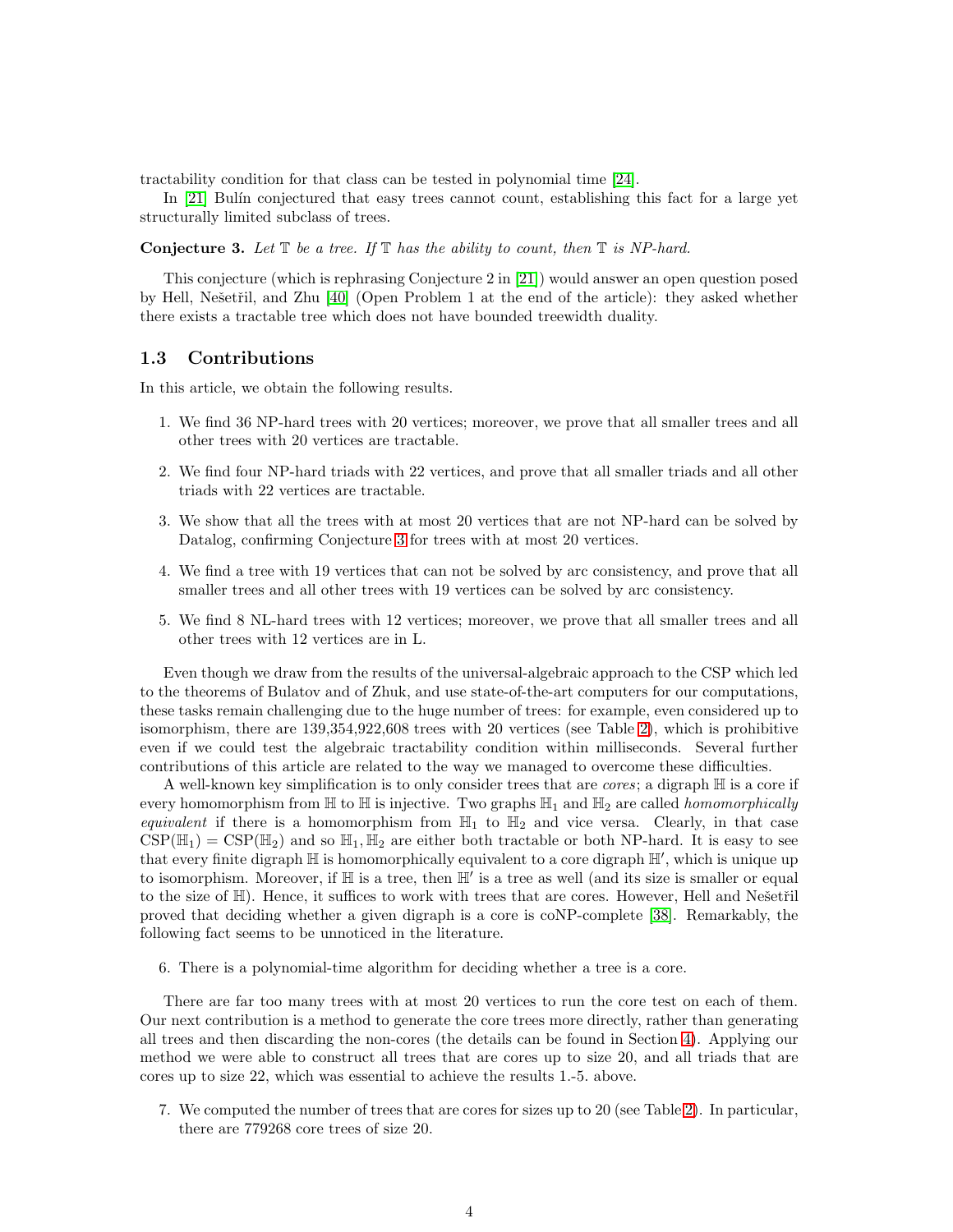tractability condition for that class can be tested in polynomial time [24].

In [21] Bulín conjectured that easy trees cannot count, establishing this fact for a large yet structurally limited subclass of trees.

**Conjecture 3.** *Let $\mathbb{T}$ be a tree. If $\mathbb{T}$ has the ability to count, then $\mathbb{T}$ is NP-hard.*

This conjecture (which is rephrasing Conjecture 2 in [21]) would answer an open question posed by Hell, Nešetřil, and Zhu [40] (Open Problem 1 at the end of the article): they asked whether there exists a tractable tree which does not have bounded treewidth duality.

### 1.3 Contributions

In this article, we obtain the following results.

1. We find 36 NP-hard trees with 20 vertices; moreover, we prove that all smaller trees and all other trees with 20 vertices are tractable.
2. We find four NP-hard triads with 22 vertices, and prove that all smaller triads and all other triads with 22 vertices are tractable.
3. We show that all the trees with at most 20 vertices that are not NP-hard can be solved by Datalog, confirming Conjecture 3 for trees with at most 20 vertices.
4. We find a tree with 19 vertices that can not be solved by arc consistency, and prove that all smaller trees and all other trees with 19 vertices can be solved by arc consistency.
5. We find 8 NL-hard trees with 12 vertices; moreover, we prove that all smaller trees and all other trees with 12 vertices are in L.

Even though we draw from the results of the universal-algebraic approach to the CSP which led to the theorems of Bulatov and of Zhuk, and use state-of-the-art computers for our computations, these tasks remain challenging due to the huge number of trees: for example, even considered up to isomorphism, there are 139,354,922,608 trees with 20 vertices (see Table 2), which is prohibitive even if we could test the algebraic tractability condition within milliseconds. Several further contributions of this article are related to the way we managed to overcome these difficulties.

A well-known key simplification is to only consider trees that are *cores*; a digraph $\mathbb{H}$ is a core if every homomorphism from $\mathbb{H}$ to $\mathbb{H}$ is injective. Two graphs $\mathbb{H}_1$ and $\mathbb{H}_2$ are called *homomorphically equivalent* if there is a homomorphism from $\mathbb{H}_1$ to $\mathbb{H}_2$ and vice versa. Clearly, in that case $\mathrm{CSP}(\mathbb{H}_1) = \mathrm{CSP}(\mathbb{H}_2)$ and so $\mathbb{H}_1, \mathbb{H}_2$ are either both tractable or both NP-hard. It is easy to see that every finite digraph $\mathbb{H}$ is homomorphically equivalent to a core digraph $\mathbb{H}'$, which is unique up to isomorphism. Moreover, if $\mathbb{H}$ is a tree, then $\mathbb{H}'$ is a tree as well (and its size is smaller or equal to the size of $\mathbb{H}$). Hence, it suffices to work with trees that are cores. However, Hell and Nešetřil proved that deciding whether a given digraph is a core is coNP-complete [38]. Remarkably, the following fact seems to be unnoticed in the literature.

6. There is a polynomial-time algorithm for deciding whether a tree is a core.

There are far too many trees with at most 20 vertices to run the core test on each of them. Our next contribution is a method to generate the core trees more directly, rather than generating all trees and then discarding the non-cores (the details can be found in Section 4). Applying our method we were able to construct all trees that are cores up to size 20, and all triads that are cores up to size 22, which was essential to achieve the results 1.-5. above.

7. We computed the number of trees that are cores for sizes up to 20 (see Table 2). In particular, there are 779268 core trees of size 20.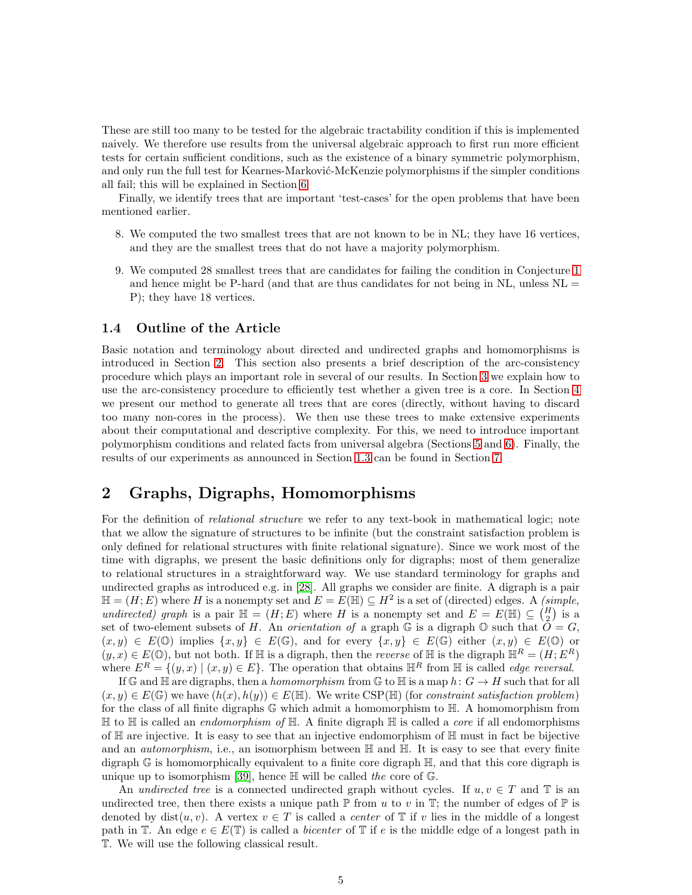These are still too many to be tested for the algebraic tractability condition if this is implemented naively. We therefore use results from the universal algebraic approach to first run more efficient tests for certain sufficient conditions, such as the existence of a binary symmetric polymorphism, and only run the full test for Kearnes-Marković-McKenzie polymorphisms if the simpler conditions all fail; this will be explained in Section 6.

Finally, we identify trees that are important 'test-cases' for the open problems that have been mentioned earlier.

8. We computed the two smallest trees that are not known to be in NL; they have 16 vertices, and they are the smallest trees that do not have a majority polymorphism.
9. We computed 28 smallest trees that are candidates for failing the condition in Conjecture 1 and hence might be P-hard (and that are thus candidates for not being in NL, unless NL = P); they have 18 vertices.

### 1.4 Outline of the Article

Basic notation and terminology about directed and undirected graphs and homomorphisms is introduced in Section 2. This section also presents a brief description of the arc-consistency procedure which plays an important role in several of our results. In Section 3 we explain how to use the arc-consistency procedure to efficiently test whether a given tree is a core. In Section 4 we present our method to generate all trees that are cores (directly, without having to discard too many non-cores in the process). We then use these trees to make extensive experiments about their computational and descriptive complexity. For this, we need to introduce important polymorphism conditions and related facts from universal algebra (Sections 5 and 6). Finally, the results of our experiments as announced in Section 1.3 can be found in Section 7.

## 2 Graphs, Digraphs, Homomorphisms

For the definition of *relational structure* we refer to any text-book in mathematical logic; note that we allow the signature of structures to be infinite (but the constraint satisfaction problem is only defined for relational structures with finite relational signature). Since we work most of the time with digraphs, we present the basic definitions only for digraphs; most of them generalize to relational structures in a straightforward way. We use standard terminology for graphs and undirected graphs as introduced e.g. in [28]. All graphs we consider are finite. A digraph is a pair $\mathbb{H} = (H; E)$ where $H$ is a nonempty set and $E = E(\mathbb{H}) \subseteq H^2$ is a set of (directed) edges. A *(simple, undirected) graph* is a pair $\mathbb{H} = (H; E)$ where $H$ is a nonempty set and $E = E(\mathbb{H}) \subseteq \binom{H}{2}$ is a set of two-element subsets of $H$. An *orientation of* a graph $\mathbb{G}$ is a digraph $\mathbb{O}$ such that $O = G$, $(x, y) \in E(\mathbb{O})$ implies $\{x, y\} \in E(\mathbb{G})$, and for every $\{x, y\} \in E(\mathbb{G})$ either $(x, y) \in E(\mathbb{O})$ or $(y, x) \in E(\mathbb{O})$, but not both. If $\mathbb{H}$ is a digraph, then the *reverse* of $\mathbb{H}$ is the digraph $\mathbb{H}^R = (H; E^R)$ where $E^R = \{(y, x) \mid (x, y) \in E\}$. The operation that obtains $\mathbb{H}^R$ from $\mathbb{H}$ is called *edge reversal*.

If $\mathbb{G}$ and $\mathbb{H}$ are digraphs, then a *homomorphism* from $\mathbb{G}$ to $\mathbb{H}$ is a map $h \colon G \to H$ such that for all $(x, y) \in E(\mathbb{G})$ we have $(h(x), h(y)) \in E(\mathbb{H})$. We write $\mathrm{CSP}(\mathbb{H})$ (for *constraint satisfaction problem*) for the class of all finite digraphs $\mathbb{G}$ which admit a homomorphism to $\mathbb{H}$. A homomorphism from $\mathbb{H}$ to $\mathbb{H}$ is called an *endomorphism of* $\mathbb{H}$. A finite digraph $\mathbb{H}$ is called a *core* if all endomorphisms of $\mathbb{H}$ are injective. It is easy to see that an injective endomorphism of $\mathbb{H}$ must in fact be bijective and an *automorphism*, i.e., an isomorphism between $\mathbb{H}$ and $\mathbb{H}$. It is easy to see that every finite digraph $\mathbb{G}$ is homomorphically equivalent to a finite core digraph $\mathbb{H}$, and that this core digraph is unique up to isomorphism [39], hence $\mathbb{H}$ will be called *the* core of $\mathbb{G}$.

An *undirected tree* is a connected undirected graph without cycles. If $u, v \in T$ and $\mathbb{T}$ is an undirected tree, then there exists a unique path $\mathbb{P}$ from $u$ to $v$ in $\mathbb{T}$; the number of edges of $\mathbb{P}$ is denoted by $\mathrm{dist}(u, v)$. A vertex $v \in T$ is called a *center* of $\mathbb{T}$ if $v$ lies in the middle of a longest path in $\mathbb{T}$. An edge $e \in E(\mathbb{T})$ is called a *bicenter* of $\mathbb{T}$ if $e$ is the middle edge of a longest path in $\mathbb{T}$. We will use the following classical result.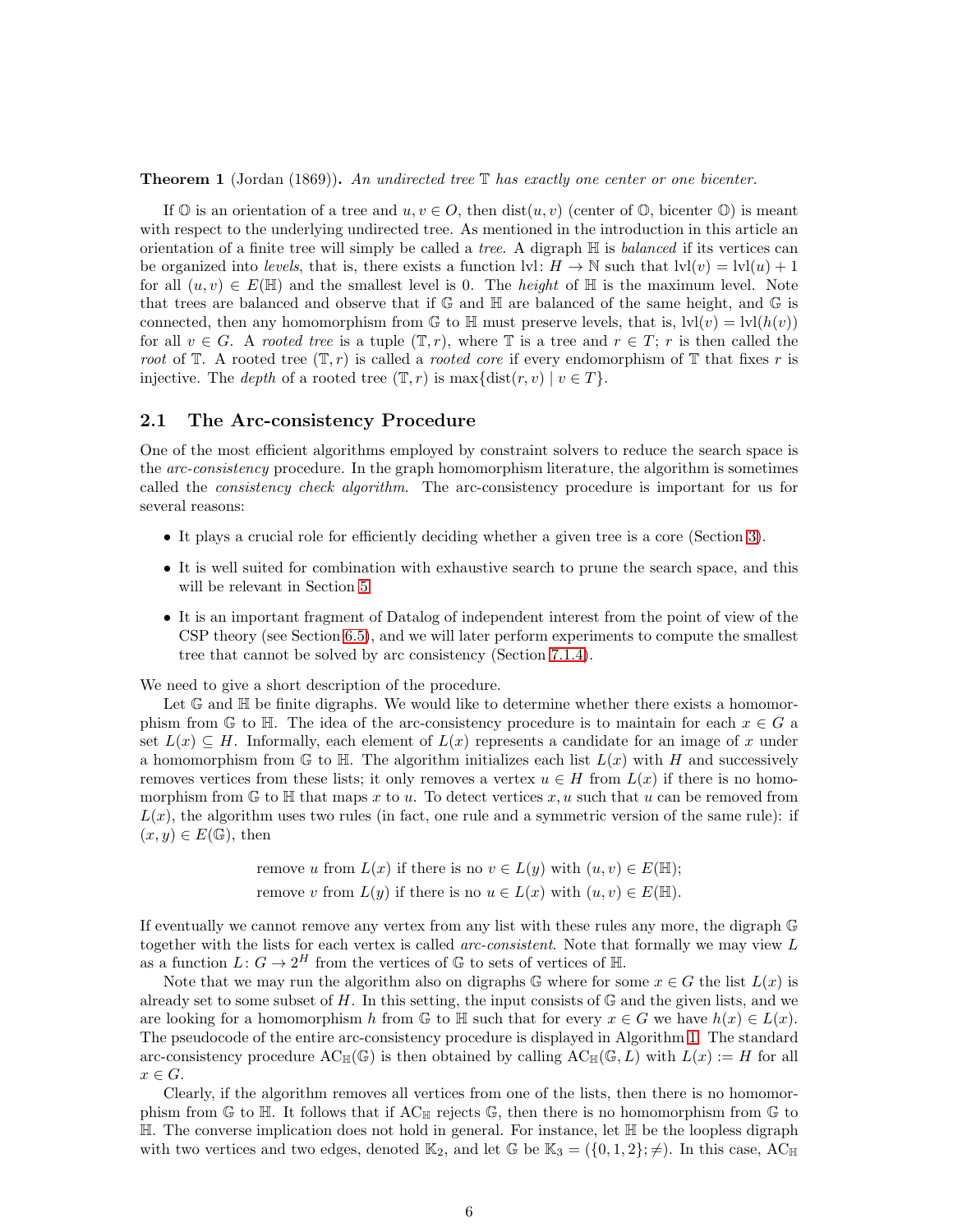**Theorem 1** (Jordan (1869))**.** *An undirected tree* $\mathbb{T}$ *has exactly one center or one bicenter.*

If $\mathbb{O}$ is an orientation of a tree and $u, v \in O$, then $\text{dist}(u, v)$ (center of $\mathbb{O}$, bicenter $\mathbb{O}$) is meant with respect to the underlying undirected tree. As mentioned in the introduction in this article an orientation of a finite tree will simply be called a *tree*. A digraph $\mathbb{H}$ is *balanced* if its vertices can be organized into *levels*, that is, there exists a function $\text{lvl}\colon H \to \mathbb{N}$ such that $\text{lvl}(v) = \text{lvl}(u) + 1$ for all $(u, v) \in E(\mathbb{H})$ and the smallest level is 0. The *height* of $\mathbb{H}$ is the maximum level. Note that trees are balanced and observe that if $\mathbb{G}$ and $\mathbb{H}$ are balanced of the same height, and $\mathbb{G}$ is connected, then any homomorphism from $\mathbb{G}$ to $\mathbb{H}$ must preserve levels, that is, $\text{lvl}(v) = \text{lvl}(h(v))$ for all $v \in G$. A *rooted tree* is a tuple $(\mathbb{T}, r)$, where $\mathbb{T}$ is a tree and $r \in T$; $r$ is then called the *root* of $\mathbb{T}$. A rooted tree $(\mathbb{T}, r)$ is called a *rooted core* if every endomorphism of $\mathbb{T}$ that fixes $r$ is injective. The *depth* of a rooted tree $(\mathbb{T}, r)$ is $\max\{\text{dist}(r, v) \mid v \in T\}$.

## 2.1 The Arc-consistency Procedure

One of the most efficient algorithms employed by constraint solvers to reduce the search space is the *arc-consistency* procedure. In the graph homomorphism literature, the algorithm is sometimes called the *consistency check algorithm*. The arc-consistency procedure is important for us for several reasons:

- It plays a crucial role for efficiently deciding whether a given tree is a core (Section 3).
- It is well suited for combination with exhaustive search to prune the search space, and this will be relevant in Section 5
- It is an important fragment of Datalog of independent interest from the point of view of the CSP theory (see Section 6.5), and we will later perform experiments to compute the smallest tree that cannot be solved by arc consistency (Section 7.1.4).

We need to give a short description of the procedure.

Let $\mathbb{G}$ and $\mathbb{H}$ be finite digraphs. We would like to determine whether there exists a homomorphism from $\mathbb{G}$ to $\mathbb{H}$. The idea of the arc-consistency procedure is to maintain for each $x \in G$ a set $L(x) \subseteq H$. Informally, each element of $L(x)$ represents a candidate for an image of $x$ under a homomorphism from $\mathbb{G}$ to $\mathbb{H}$. The algorithm initializes each list $L(x)$ with $H$ and successively removes vertices from these lists; it only removes a vertex $u \in H$ from $L(x)$ if there is no homomorphism from $\mathbb{G}$ to $\mathbb{H}$ that maps $x$ to $u$. To detect vertices $x, u$ such that $u$ can be removed from $L(x)$, the algorithm uses two rules (in fact, one rule and a symmetric version of the same rule): if $(x, y) \in E(\mathbb{G})$, then

$$
\begin{aligned}
&\text{remove } u \text{ from } L(x) \text{ if there is no } v \in L(y) \text{ with } (u, v) \in E(\mathbb{H}); \\
&\text{remove } v \text{ from } L(y) \text{ if there is no } u \in L(x) \text{ with } (u, v) \in E(\mathbb{H}).
\end{aligned}
$$

If eventually we cannot remove any vertex from any list with these rules any more, the digraph $\mathbb{G}$ together with the lists for each vertex is called *arc-consistent*. Note that formally we may view $L$ as a function $L\colon G \to 2^H$ from the vertices of $\mathbb{G}$ to sets of vertices of $\mathbb{H}$.

Note that we may run the algorithm also on digraphs $\mathbb{G}$ where for some $x \in G$ the list $L(x)$ is already set to some subset of $H$. In this setting, the input consists of $\mathbb{G}$ and the given lists, and we are looking for a homomorphism $h$ from $\mathbb{G}$ to $\mathbb{H}$ such that for every $x \in G$ we have $h(x) \in L(x)$. The pseudocode of the entire arc-consistency procedure is displayed in Algorithm 1. The standard arc-consistency procedure $\text{AC}_{\mathbb{H}}(\mathbb{G})$ is then obtained by calling $\text{AC}_{\mathbb{H}}(\mathbb{G}, L)$ with $L(x) := H$ for all $x \in G$.

Clearly, if the algorithm removes all vertices from one of the lists, then there is no homomorphism from $\mathbb{G}$ to $\mathbb{H}$. It follows that if $\text{AC}_{\mathbb{H}}$ rejects $\mathbb{G}$, then there is no homomorphism from $\mathbb{G}$ to $\mathbb{H}$. The converse implication does not hold in general. For instance, let $\mathbb{H}$ be the loopless digraph with two vertices and two edges, denoted $\mathbb{K}_2$, and let $\mathbb{G}$ be $\mathbb{K}_3 = (\{0, 1, 2\}; \neq)$. In this case, $\text{AC}_{\mathbb{H}}$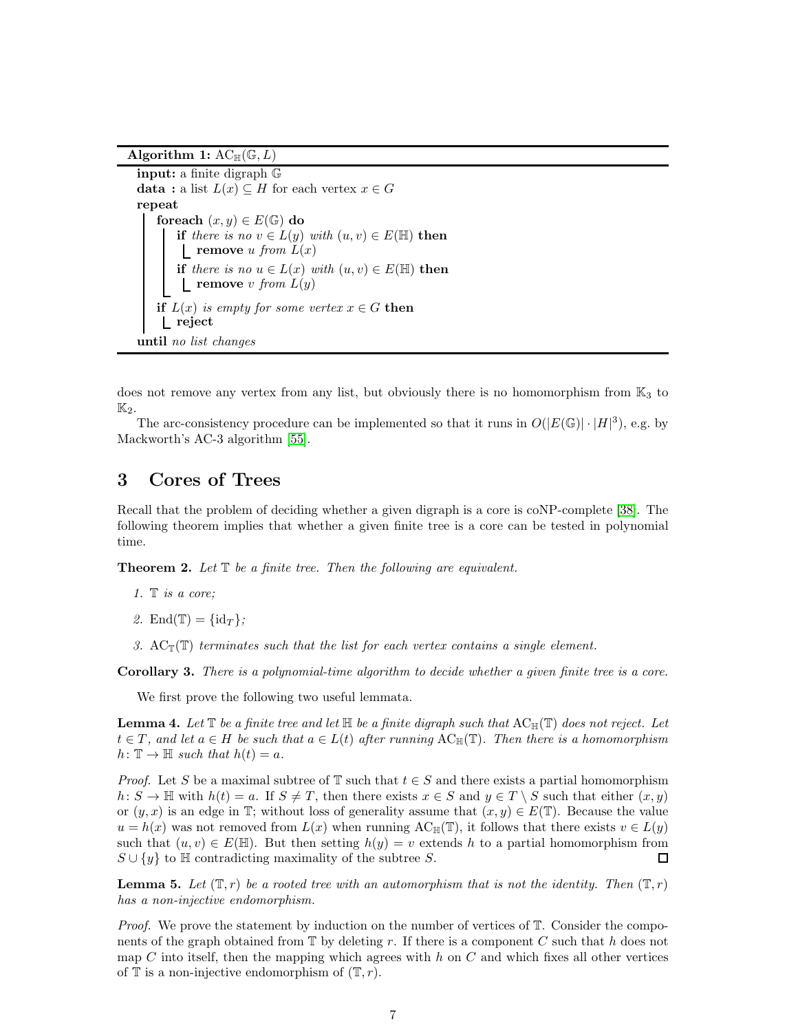**Algorithm 1:** $\mathrm{AC}_{\mathbb{H}}(\mathbb{G}, L)$

```
input: a finite digraph G
data : a list L(x) ⊆ H for each vertex x ∈ G
repeat
    foreach (x, y) ∈ E(G) do
        if there is no v ∈ L(y) with (u, v) ∈ E(H) then
            remove u from L(x)
        if there is no u ∈ L(x) with (u, v) ∈ E(H) then
            remove v from L(y)
    if L(x) is empty for some vertex x ∈ G then
        reject
until no list changes
```

does not remove any vertex from any list, but obviously there is no homomorphism from $\mathbb{K}_3$ to $\mathbb{K}_2$.

The arc-consistency procedure can be implemented so that it runs in $O(|E(\mathbb{G})| \cdot |H|^3)$, e.g. by Mackworth's AC-3 algorithm [55].

## 3 Cores of Trees

Recall that the problem of deciding whether a given digraph is a core is coNP-complete [38]. The following theorem implies that whether a given finite tree is a core can be tested in polynomial time.

**Theorem 2.** *Let $\mathbb{T}$ be a finite tree. Then the following are equivalent.*

1. *$\mathbb{T}$ is a core;*
2. *$\mathrm{End}(\mathbb{T}) = \{\mathrm{id}_T\}$;*
3. *$\mathrm{AC}_{\mathbb{T}}(\mathbb{T})$ terminates such that the list for each vertex contains a single element.*

**Corollary 3.** *There is a polynomial-time algorithm to decide whether a given finite tree is a core.*

We first prove the following two useful lemmata.

**Lemma 4.** *Let $\mathbb{T}$ be a finite tree and let $\mathbb{H}$ be a finite digraph such that $\mathrm{AC}_{\mathbb{H}}(\mathbb{T})$ does not reject. Let $t \in T$, and let $a \in H$ be such that $a \in L(t)$ after running $\mathrm{AC}_{\mathbb{H}}(\mathbb{T})$. Then there is a homomorphism $h \colon \mathbb{T} \to \mathbb{H}$ such that $h(t) = a$.*

*Proof.* Let $S$ be a maximal subtree of $\mathbb{T}$ such that $t \in S$ and there exists a partial homomorphism $h \colon S \to \mathbb{H}$ with $h(t) = a$. If $S \neq T$, then there exists $x \in S$ and $y \in T \setminus S$ such that either $(x, y)$ or $(y, x)$ is an edge in $\mathbb{T}$; without loss of generality assume that $(x, y) \in E(\mathbb{T})$. Because the value $u = h(x)$ was not removed from $L(x)$ when running $\mathrm{AC}_{\mathbb{H}}(\mathbb{T})$, it follows that there exists $v \in L(y)$ such that $(u, v) \in E(\mathbb{H})$. But then setting $h(y) = v$ extends $h$ to a partial homomorphism from $S \cup \{y\}$ to $\mathbb{H}$ contradicting maximality of the subtree $S$. ◻

**Lemma 5.** *Let $(\mathbb{T}, r)$ be a rooted tree with an automorphism that is not the identity. Then $(\mathbb{T}, r)$ has a non-injective endomorphism.*

*Proof.* We prove the statement by induction on the number of vertices of $\mathbb{T}$. Consider the components of the graph obtained from $\mathbb{T}$ by deleting $r$. If there is a component $C$ such that $h$ does not map $C$ into itself, then the mapping which agrees with $h$ on $C$ and which fixes all other vertices of $\mathbb{T}$ is a non-injective endomorphism of $(\mathbb{T}, r)$.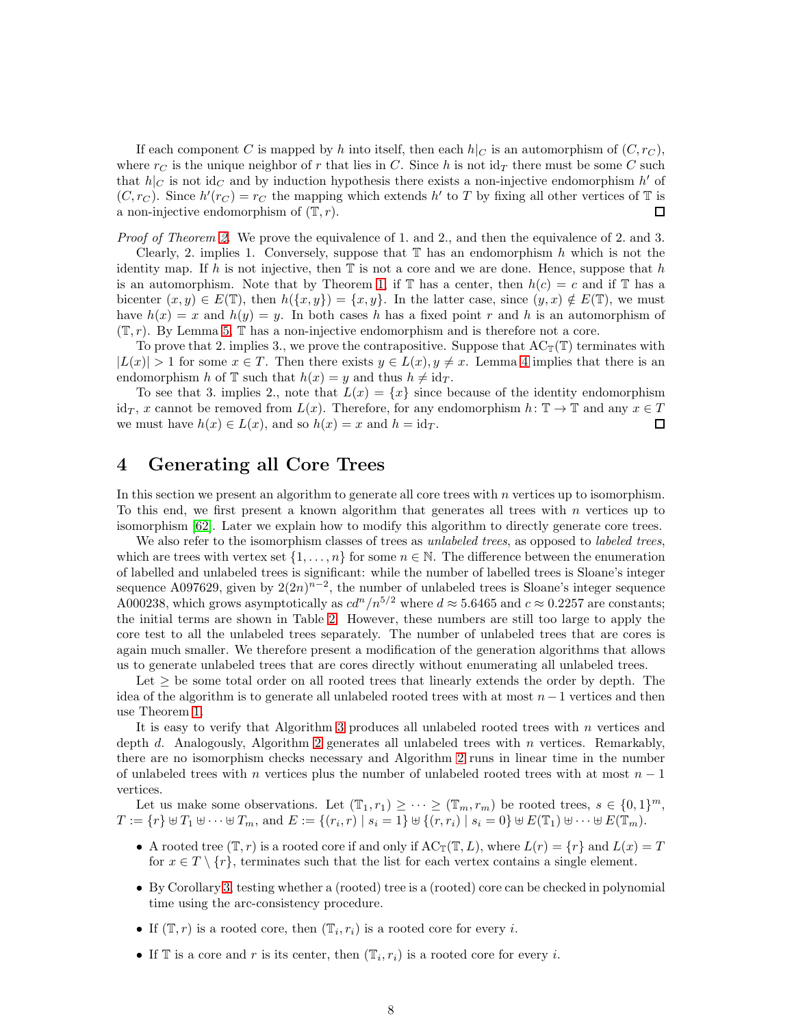If each component $C$ is mapped by $h$ into itself, then each $h|_C$ is an automorphism of $(C, r_C)$, where $r_C$ is the unique neighbor of $r$ that lies in $C$. Since $h$ is not $\mathrm{id}_T$ there must be some $C$ such that $h|_C$ is not $\mathrm{id}_C$ and by induction hypothesis there exists a non-injective endomorphism $h'$ of $(C, r_C)$. Since $h'(r_C) = r_C$ the mapping which extends $h'$ to $T$ by fixing all other vertices of $\mathbb{T}$ is a non-injective endomorphism of $(\mathbb{T}, r)$. $\square$

*Proof of Theorem 2.* We prove the equivalence of 1. and 2., and then the equivalence of 2. and 3.

Clearly, 2. implies 1. Conversely, suppose that $\mathbb{T}$ has an endomorphism $h$ which is not the identity map. If $h$ is not injective, then $\mathbb{T}$ is not a core and we are done. Hence, suppose that $h$ is an automorphism. Note that by Theorem 1, if $\mathbb{T}$ has a center, then $h(c) = c$ and if $\mathbb{T}$ has a bicenter $(x, y) \in E(\mathbb{T})$, then $h(\{x, y\}) = \{x, y\}$. In the latter case, since $(y, x) \notin E(\mathbb{T})$, we must have $h(x) = x$ and $h(y) = y$. In both cases $h$ has a fixed point $r$ and $h$ is an automorphism of $(\mathbb{T}, r)$. By Lemma 5, $\mathbb{T}$ has a non-injective endomorphism and is therefore not a core.

To prove that 2. implies 3., we prove the contrapositive. Suppose that $\mathrm{AC}_{\mathbb{T}}(\mathbb{T})$ terminates with $|L(x)| > 1$ for some $x \in T$. Then there exists $y \in L(x), y \neq x$. Lemma 4 implies that there is an endomorphism $h$ of $\mathbb{T}$ such that $h(x) = y$ and thus $h \neq \mathrm{id}_T$.

To see that 3. implies 2., note that $L(x) = \{x\}$ since because of the identity endomorphism $\mathrm{id}_T$, $x$ cannot be removed from $L(x)$. Therefore, for any endomorphism $h \colon \mathbb{T} \to \mathbb{T}$ and any $x \in T$ we must have $h(x) \in L(x)$, and so $h(x) = x$ and $h = \mathrm{id}_T$. $\square$

# 4 Generating all Core Trees

In this section we present an algorithm to generate all core trees with $n$ vertices up to isomorphism. To this end, we first present a known algorithm that generates all trees with $n$ vertices up to isomorphism [62]. Later we explain how to modify this algorithm to directly generate core trees.

We also refer to the isomorphism classes of trees as *unlabeled trees*, as opposed to *labeled trees*, which are trees with vertex set $\{1, \ldots, n\}$ for some $n \in \mathbb{N}$. The difference between the enumeration of labelled and unlabeled trees is significant: while the number of labelled trees is Sloane's integer sequence A097629, given by $2(2n)^{n-2}$, the number of unlabeled trees is Sloane's integer sequence A000238, which grows asymptotically as $cd^n/n^{5/2}$ where $d \approx 5.6465$ and $c \approx 0.2257$ are constants; the initial terms are shown in Table 2. However, these numbers are still too large to apply the core test to all the unlabeled trees separately. The number of unlabeled trees that are cores is again much smaller. We therefore present a modification of the generation algorithms that allows us to generate unlabeled trees that are cores directly without enumerating all unlabeled trees.

Let $\geq$ be some total order on all rooted trees that linearly extends the order by depth. The idea of the algorithm is to generate all unlabeled rooted trees with at most $n - 1$ vertices and then use Theorem 1.

It is easy to verify that Algorithm 3 produces all unlabeled rooted trees with $n$ vertices and depth $d$. Analogously, Algorithm 2 generates all unlabeled trees with $n$ vertices. Remarkably, there are no isomorphism checks necessary and Algorithm 2 runs in linear time in the number of unlabeled trees with $n$ vertices plus the number of unlabeled rooted trees with at most $n - 1$ vertices.

Let us make some observations. Let $(\mathbb{T}_1, r_1) \geq \cdots \geq (\mathbb{T}_m, r_m)$ be rooted trees, $s \in \{0, 1\}^m$, $T := \{r\} \uplus T_1 \uplus \cdots \uplus T_m$, and $E := \{(r_i, r) \mid s_i = 1\} \uplus \{(r, r_i) \mid s_i = 0\} \uplus E(\mathbb{T}_1) \uplus \cdots \uplus E(\mathbb{T}_m)$.

- A rooted tree $(\mathbb{T}, r)$ is a rooted core if and only if $\mathrm{AC}_{\mathbb{T}}(\mathbb{T}, L)$, where $L(r) = \{r\}$ and $L(x) = T$ for $x \in T \setminus \{r\}$, terminates such that the list for each vertex contains a single element.
- By Corollary 3, testing whether a (rooted) tree is a (rooted) core can be checked in polynomial time using the arc-consistency procedure.
- If $(\mathbb{T}, r)$ is a rooted core, then $(\mathbb{T}_i, r_i)$ is a rooted core for every $i$.
- If $\mathbb{T}$ is a core and $r$ is its center, then $(\mathbb{T}_i, r_i)$ is a rooted core for every $i$.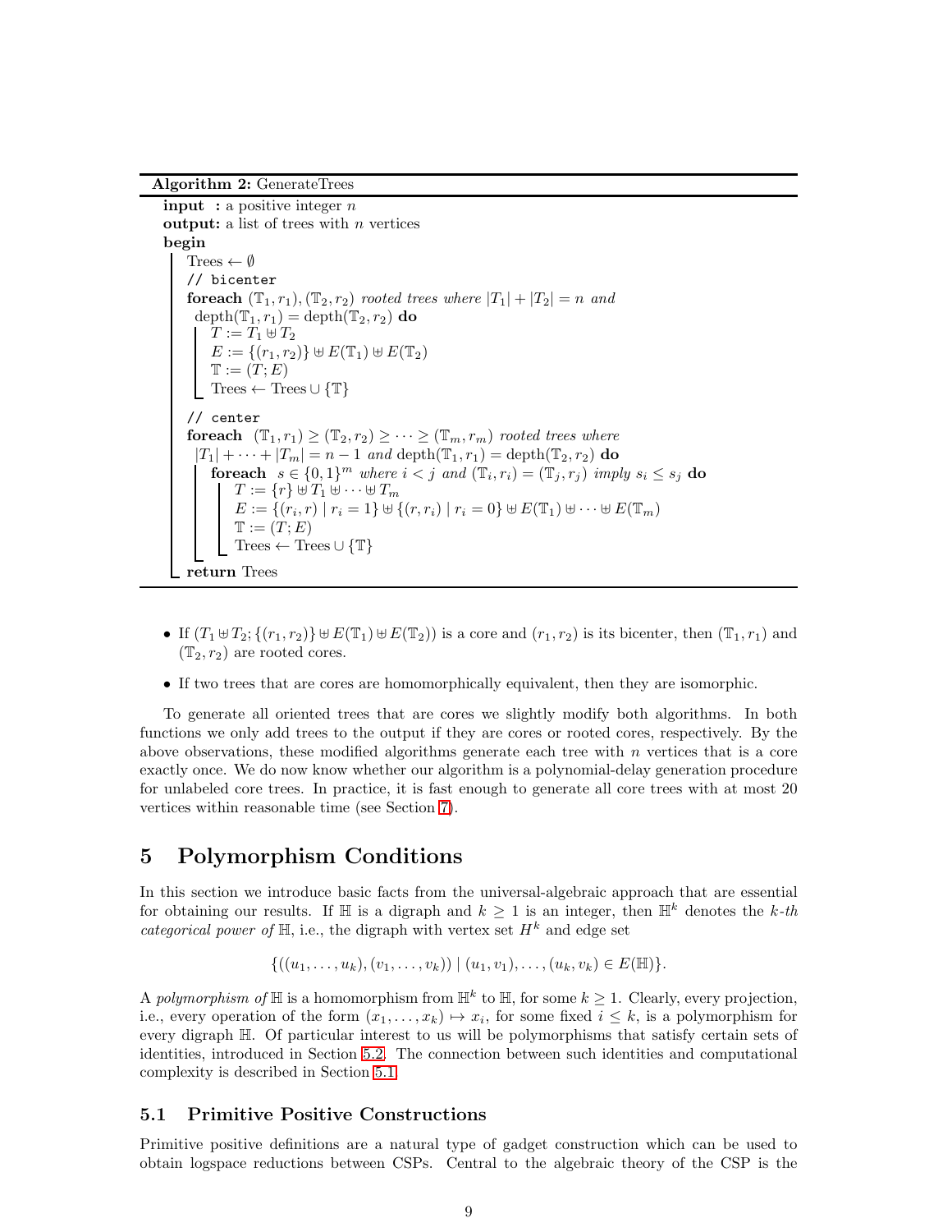**Algorithm 2:** GenerateTrees

```
input  : a positive integer n
output: a list of trees with n vertices
begin
    Trees ← ∅
    // bicenter
    foreach (𝕋₁, r₁), (𝕋₂, r₂) rooted trees where |T₁| + |T₂| = n and
      depth(𝕋₁, r₁) = depth(𝕋₂, r₂) do
        T := T₁ ⊎ T₂
        E := {(r₁, r₂)} ⊎ E(𝕋₁) ⊎ E(𝕋₂)
        𝕋 := (T; E)
        Trees ← Trees ∪ {𝕋}

    // center
    foreach (𝕋₁, r₁) ≥ (𝕋₂, r₂) ≥ ··· ≥ (𝕋ₘ, rₘ) rooted trees where
      |T₁| + ··· + |Tₘ| = n − 1 and depth(𝕋₁, r₁) = depth(𝕋₂, r₂) do
        foreach s ∈ {0,1}ᵐ where i < j and (𝕋ᵢ, rᵢ) = (𝕋ⱼ, rⱼ) imply sᵢ ≤ sⱼ do
            T := {r} ⊎ T₁ ⊎ ··· ⊎ Tₘ
            E := {(rᵢ, r) | rᵢ = 1} ⊎ {(r, rᵢ) | rᵢ = 0} ⊎ E(𝕋₁) ⊎ ··· ⊎ E(𝕋ₘ)
            𝕋 := (T; E)
            Trees ← Trees ∪ {𝕋}
    return Trees
```

- If $(T_1 \uplus T_2; \{(r_1, r_2)\} \uplus E(\mathbb{T}_1) \uplus E(\mathbb{T}_2))$ is a core and $(r_1, r_2)$ is its bicenter, then $(\mathbb{T}_1, r_1)$ and $(\mathbb{T}_2, r_2)$ are rooted cores.
- If two trees that are cores are homomorphically equivalent, then they are isomorphic.

To generate all oriented trees that are cores we slightly modify both algorithms. In both functions we only add trees to the output if they are cores or rooted cores, respectively. By the above observations, these modified algorithms generate each tree with $n$ vertices that is a core exactly once. We do now know whether our algorithm is a polynomial-delay generation procedure for unlabeled core trees. In practice, it is fast enough to generate all core trees with at most 20 vertices within reasonable time (see Section 7).

## 5 Polymorphism Conditions

In this section we introduce basic facts from the universal-algebraic approach that are essential for obtaining our results. If $\mathbb{H}$ is a digraph and $k \geq 1$ is an integer, then $\mathbb{H}^k$ denotes the *$k$-th categorical power of* $\mathbb{H}$, i.e., the digraph with vertex set $H^k$ and edge set

$$\{((u_1, \dots, u_k), (v_1, \dots, v_k)) \mid (u_1, v_1), \dots, (u_k, v_k) \in E(\mathbb{H})\}.$$

A *polymorphism of* $\mathbb{H}$ is a homomorphism from $\mathbb{H}^k$ to $\mathbb{H}$, for some $k \geq 1$. Clearly, every projection, i.e., every operation of the form $(x_1, \dots, x_k) \mapsto x_i$, for some fixed $i \leq k$, is a polymorphism for every digraph $\mathbb{H}$. Of particular interest to us will be polymorphisms that satisfy certain sets of identities, introduced in Section 5.2. The connection between such identities and computational complexity is described in Section 5.1.

### 5.1 Primitive Positive Constructions

Primitive positive definitions are a natural type of gadget construction which can be used to obtain logspace reductions between CSPs. Central to the algebraic theory of the CSP is the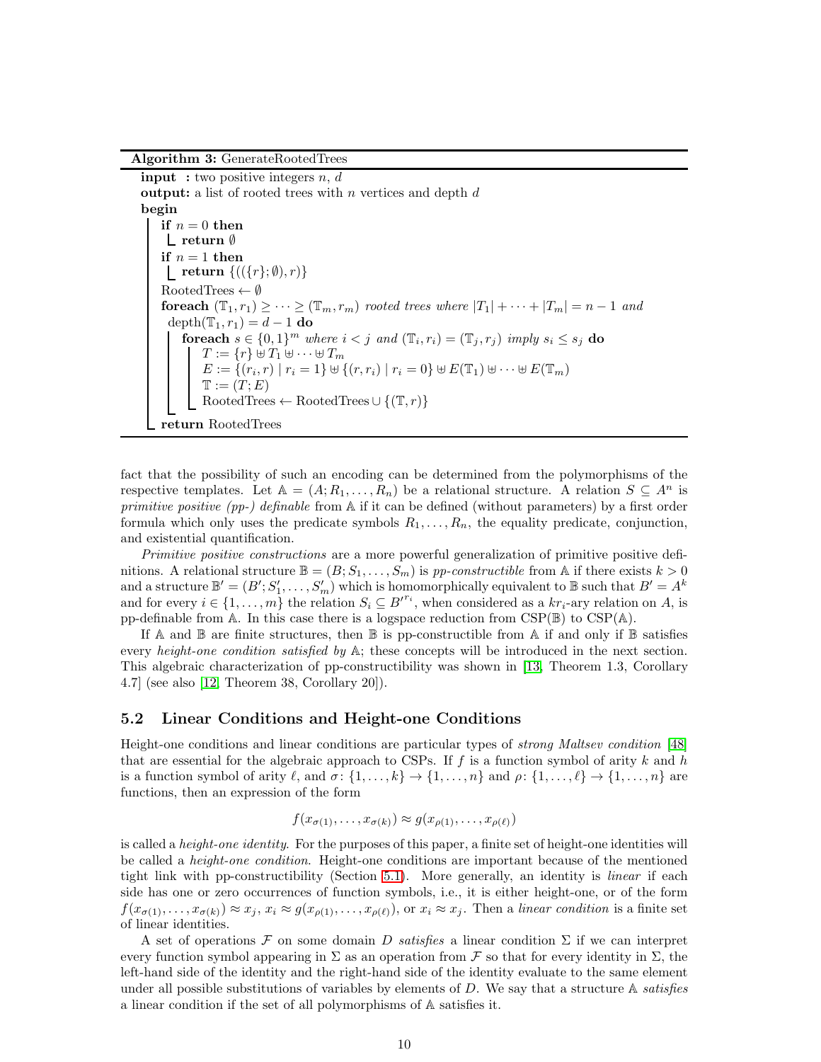**Algorithm 3:** GenerateRootedTrees

```
input  : two positive integers n, d
output: a list of rooted trees with n vertices and depth d
begin
    if n = 0 then
        return ∅
    if n = 1 then
        return {(({r}; ∅), r)}
    RootedTrees ← ∅
    foreach (𝕋_1, r_1) ≥ ··· ≥ (𝕋_m, r_m) rooted trees where |T_1| + ··· + |T_m| = n − 1 and
      depth(𝕋_1, r_1) = d − 1 do
        foreach s ∈ {0,1}^m where i < j and (𝕋_i, r_i) = (𝕋_j, r_j) imply s_i ≤ s_j do
            T := {r} ⊎ T_1 ⊎ ··· ⊎ T_m
            E := {(r_i, r) | r_i = 1} ⊎ {(r, r_i) | r_i = 0} ⊎ E(𝕋_1) ⊎ ··· ⊎ E(𝕋_m)
            𝕋 := (T; E)
            RootedTrees ← RootedTrees ∪ {(𝕋, r)}
    return RootedTrees
```

fact that the possibility of such an encoding can be determined from the polymorphisms of the respective templates. Let $\mathbb{A} = (A; R_1, \ldots, R_n)$ be a relational structure. A relation $S \subseteq A^n$ is *primitive positive (pp-) definable* from $\mathbb{A}$ if it can be defined (without parameters) by a first order formula which only uses the predicate symbols $R_1, \ldots, R_n$, the equality predicate, conjunction, and existential quantification.

*Primitive positive constructions* are a more powerful generalization of primitive positive definitions. A relational structure $\mathbb{B} = (B; S_1, \ldots, S_m)$ is *pp-constructible* from $\mathbb{A}$ if there exists $k > 0$ and a structure $\mathbb{B}' = (B'; S'_1, \ldots, S'_m)$ which is homomorphically equivalent to $\mathbb{B}$ such that $B' = A^k$ and for every $i \in \{1, \ldots, m\}$ the relation $S_i \subseteq B'^{r_i}$, when considered as a $kr_i$-ary relation on $A$, is pp-definable from $\mathbb{A}$. In this case there is a logspace reduction from CSP($\mathbb{B}$) to CSP($\mathbb{A}$).

If $\mathbb{A}$ and $\mathbb{B}$ are finite structures, then $\mathbb{B}$ is pp-constructible from $\mathbb{A}$ if and only if $\mathbb{B}$ satisfies every *height-one condition satisfied by* $\mathbb{A}$; these concepts will be introduced in the next section. This algebraic characterization of pp-constructibility was shown in [13, Theorem 1.3, Corollary 4.7] (see also [12, Theorem 38, Corollary 20]).

## 5.2 Linear Conditions and Height-one Conditions

Height-one conditions and linear conditions are particular types of *strong Maltsev condition* [48] that are essential for the algebraic approach to CSPs. If $f$ is a function symbol of arity $k$ and $h$ is a function symbol of arity $\ell$, and $\sigma\colon \{1, \ldots, k\} \to \{1, \ldots, n\}$ and $\rho\colon \{1, \ldots, \ell\} \to \{1, \ldots, n\}$ are functions, then an expression of the form

$$f(x_{\sigma(1)}, \ldots, x_{\sigma(k)}) \approx g(x_{\rho(1)}, \ldots, x_{\rho(\ell)})$$

is called a *height-one identity*. For the purposes of this paper, a finite set of height-one identities will be called a *height-one condition*. Height-one conditions are important because of the mentioned tight link with pp-constructibility (Section 5.1). More generally, an identity is *linear* if each side has one or zero occurrences of function symbols, i.e., it is either height-one, or of the form $f(x_{\sigma(1)}, \ldots, x_{\sigma(k)}) \approx x_j$, $x_i \approx g(x_{\rho(1)}, \ldots, x_{\rho(\ell)})$, or $x_i \approx x_j$. Then a *linear condition* is a finite set of linear identities.

A set of operations $\mathcal{F}$ on some domain $D$ *satisfies* a linear condition $\Sigma$ if we can interpret every function symbol appearing in $\Sigma$ as an operation from $\mathcal{F}$ so that for every identity in $\Sigma$, the left-hand side of the identity and the right-hand side of the identity evaluate to the same element under all possible substitutions of variables by elements of $D$. We say that a structure $\mathbb{A}$ *satisfies* a linear condition if the set of all polymorphisms of $\mathbb{A}$ satisfies it.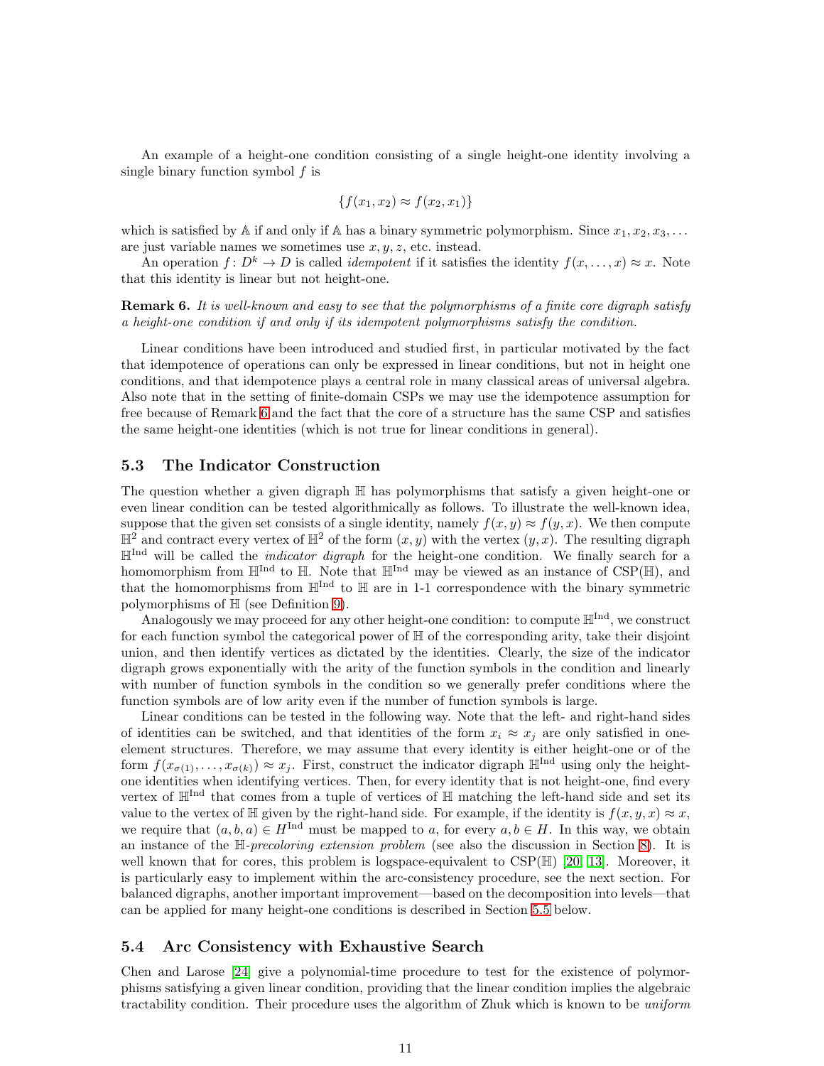An example of a height-one condition consisting of a single height-one identity involving a single binary function symbol $f$ is

$$\{f(x_1, x_2) \approx f(x_2, x_1)\}$$

which is satisfied by $\mathbb{A}$ if and only if $\mathbb{A}$ has a binary symmetric polymorphism. Since $x_1, x_2, x_3, \ldots$ are just variable names we sometimes use $x, y, z$, etc. instead.

An operation $f\colon D^k \to D$ is called *idempotent* if it satisfies the identity $f(x, \ldots, x) \approx x$. Note that this identity is linear but not height-one.

**Remark 6.** *It is well-known and easy to see that the polymorphisms of a finite core digraph satisfy a height-one condition if and only if its idempotent polymorphisms satisfy the condition.*

Linear conditions have been introduced and studied first, in particular motivated by the fact that idempotence of operations can only be expressed in linear conditions, but not in height one conditions, and that idempotence plays a central role in many classical areas of universal algebra. Also note that in the setting of finite-domain CSPs we may use the idempotence assumption for free because of Remark 6 and the fact that the core of a structure has the same CSP and satisfies the same height-one identities (which is not true for linear conditions in general).

### 5.3 The Indicator Construction

The question whether a given digraph $\mathbb{H}$ has polymorphisms that satisfy a given height-one or even linear condition can be tested algorithmically as follows. To illustrate the well-known idea, suppose that the given set consists of a single identity, namely $f(x, y) \approx f(y, x)$. We then compute $\mathbb{H}^2$ and contract every vertex of $\mathbb{H}^2$ of the form $(x, y)$ with the vertex $(y, x)$. The resulting digraph $\mathbb{H}^{\mathrm{Ind}}$ will be called the *indicator digraph* for the height-one condition. We finally search for a homomorphism from $\mathbb{H}^{\mathrm{Ind}}$ to $\mathbb{H}$. Note that $\mathbb{H}^{\mathrm{Ind}}$ may be viewed as an instance of CSP($\mathbb{H}$), and that the homomorphisms from $\mathbb{H}^{\mathrm{Ind}}$ to $\mathbb{H}$ are in 1-1 correspondence with the binary symmetric polymorphisms of $\mathbb{H}$ (see Definition 9).

Analogously we may proceed for any other height-one condition: to compute $\mathbb{H}^{\mathrm{Ind}}$, we construct for each function symbol the categorical power of $\mathbb{H}$ of the corresponding arity, take their disjoint union, and then identify vertices as dictated by the identities. Clearly, the size of the indicator digraph grows exponentially with the arity of the function symbols in the condition and linearly with number of function symbols in the condition so we generally prefer conditions where the function symbols are of low arity even if the number of function symbols is large.

Linear conditions can be tested in the following way. Note that the left- and right-hand sides of identities can be switched, and that identities of the form $x_i \approx x_j$ are only satisfied in one-element structures. Therefore, we may assume that every identity is either height-one or of the form $f(x_{\sigma(1)}, \ldots, x_{\sigma(k)}) \approx x_j$. First, construct the indicator digraph $\mathbb{H}^{\mathrm{Ind}}$ using only the height-one identities when identifying vertices. Then, for every identity that is not height-one, find every vertex of $\mathbb{H}^{\mathrm{Ind}}$ that comes from a tuple of vertices of $\mathbb{H}$ matching the left-hand side and set its value to the vertex of $\mathbb{H}$ given by the right-hand side. For example, if the identity is $f(x, y, x) \approx x$, we require that $(a, b, a) \in H^{\mathrm{Ind}}$ must be mapped to $a$, for every $a, b \in H$. In this way, we obtain an instance of the $\mathbb{H}$-*precoloring extension problem* (see also the discussion in Section 8). It is well known that for cores, this problem is logspace-equivalent to CSP($\mathbb{H}$) [20, 13]. Moreover, it is particularly easy to implement within the arc-consistency procedure, see the next section. For balanced digraphs, another important improvement—based on the decomposition into levels—that can be applied for many height-one conditions is described in Section 5.5 below.

### 5.4 Arc Consistency with Exhaustive Search

Chen and Larose [24] give a polynomial-time procedure to test for the existence of polymorphisms satisfying a given linear condition, providing that the linear condition implies the algebraic tractability condition. Their procedure uses the algorithm of Zhuk which is known to be *uniform*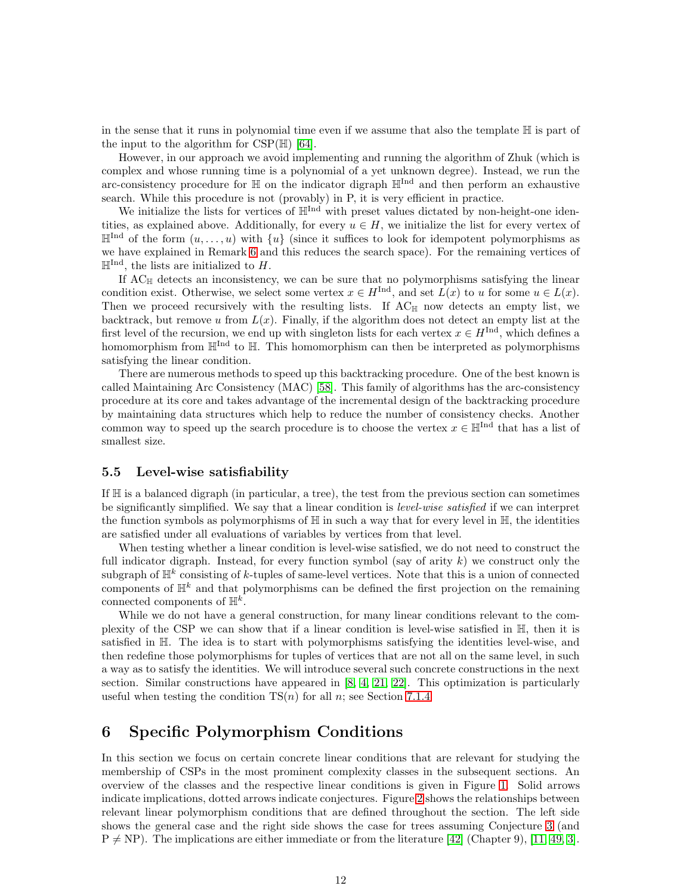in the sense that it runs in polynomial time even if we assume that also the template $\mathbb{H}$ is part of the input to the algorithm for CSP($\mathbb{H}$) [64].

However, in our approach we avoid implementing and running the algorithm of Zhuk (which is complex and whose running time is a polynomial of a yet unknown degree). Instead, we run the arc-consistency procedure for $\mathbb{H}$ on the indicator digraph $\mathbb{H}^{\text{Ind}}$ and then perform an exhaustive search. While this procedure is not (provably) in P, it is very efficient in practice.

We initialize the lists for vertices of $\mathbb{H}^{\text{Ind}}$ with preset values dictated by non-height-one identities, as explained above. Additionally, for every $u \in H$, we initialize the list for every vertex of $\mathbb{H}^{\text{Ind}}$ of the form $(u, \ldots, u)$ with $\{u\}$ (since it suffices to look for idempotent polymorphisms as we have explained in Remark 6 and this reduces the search space). For the remaining vertices of $\mathbb{H}^{\text{Ind}}$, the lists are initialized to $H$.

If $\text{AC}_{\mathbb{H}}$ detects an inconsistency, we can be sure that no polymorphisms satisfying the linear condition exist. Otherwise, we select some vertex $x \in H^{\text{Ind}}$, and set $L(x)$ to $u$ for some $u \in L(x)$. Then we proceed recursively with the resulting lists. If $\text{AC}_{\mathbb{H}}$ now detects an empty list, we backtrack, but remove $u$ from $L(x)$. Finally, if the algorithm does not detect an empty list at the first level of the recursion, we end up with singleton lists for each vertex $x \in H^{\text{Ind}}$, which defines a homomorphism from $\mathbb{H}^{\text{Ind}}$ to $\mathbb{H}$. This homomorphism can then be interpreted as polymorphisms satisfying the linear condition.

There are numerous methods to speed up this backtracking procedure. One of the best known is called Maintaining Arc Consistency (MAC) [58]. This family of algorithms has the arc-consistency procedure at its core and takes advantage of the incremental design of the backtracking procedure by maintaining data structures which help to reduce the number of consistency checks. Another common way to speed up the search procedure is to choose the vertex $x \in \mathbb{H}^{\text{Ind}}$ that has a list of smallest size.

### 5.5 Level-wise satisfiability

If $\mathbb{H}$ is a balanced digraph (in particular, a tree), the test from the previous section can sometimes be significantly simplified. We say that a linear condition is *level-wise satisfied* if we can interpret the function symbols as polymorphisms of $\mathbb{H}$ in such a way that for every level in $\mathbb{H}$, the identities are satisfied under all evaluations of variables by vertices from that level.

When testing whether a linear condition is level-wise satisfied, we do not need to construct the full indicator digraph. Instead, for every function symbol (say of arity $k$) we construct only the subgraph of $\mathbb{H}^k$ consisting of $k$-tuples of same-level vertices. Note that this is a union of connected components of $\mathbb{H}^k$ and that polymorphisms can be defined the first projection on the remaining connected components of $\mathbb{H}^k$.

While we do not have a general construction, for many linear conditions relevant to the complexity of the CSP we can show that if a linear condition is level-wise satisfied in $\mathbb{H}$, then it is satisfied in $\mathbb{H}$. The idea is to start with polymorphisms satisfying the identities level-wise, and then redefine those polymorphisms for tuples of vertices that are not all on the same level, in such a way as to satisfy the identities. We will introduce several such concrete constructions in the next section. Similar constructions have appeared in [8, 4, 21, 22]. This optimization is particularly useful when testing the condition TS($n$) for all $n$; see Section 7.1.4.

## 6 Specific Polymorphism Conditions

In this section we focus on certain concrete linear conditions that are relevant for studying the membership of CSPs in the most prominent complexity classes in the subsequent sections. An overview of the classes and the respective linear conditions is given in Figure 1. Solid arrows indicate implications, dotted arrows indicate conjectures. Figure 2 shows the relationships between relevant linear polymorphism conditions that are defined throughout the section. The left side shows the general case and the right side shows the case for trees assuming Conjecture 3 (and P $\neq$ NP). The implications are either immediate or from the literature [42] (Chapter 9), [11, 49, 3].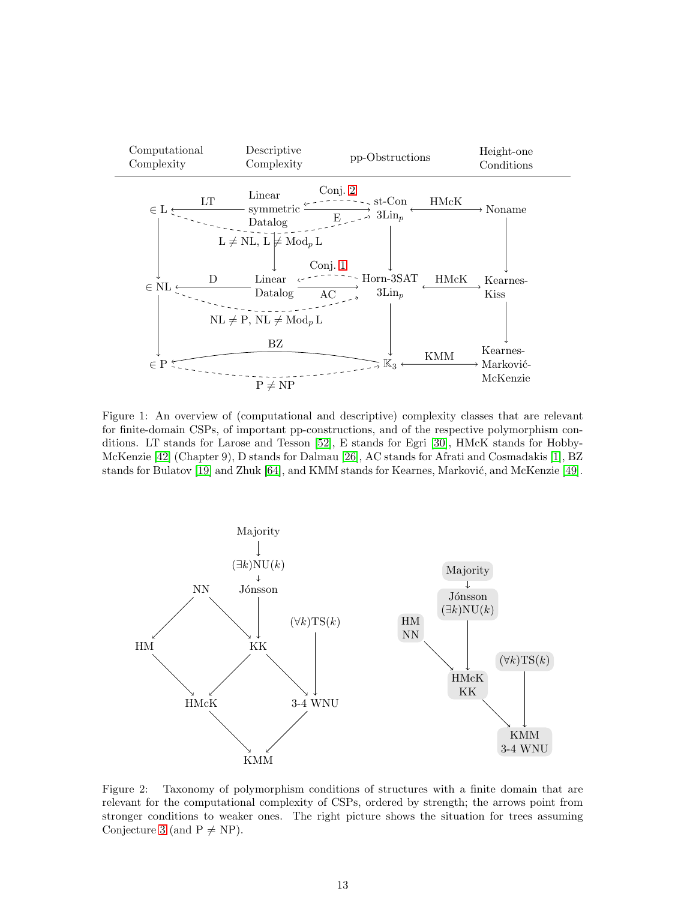Figure 1: An overview of (computational and descriptive) complexity classes that are relevant for finite-domain CSPs, of important pp-constructions, and of the respective polymorphism conditions. LT stands for Larose and Tesson [52], E stands for Egri [30], HMcK stands for Hobby-McKenzie [42] (Chapter 9), D stands for Dalmau [26], AC stands for Afrati and Cosmadakis [1], BZ stands for Bulatov [19] and Zhuk [64], and KMM stands for Kearnes, Marković, and McKenzie [49].

Figure 2: Taxonomy of polymorphism conditions of structures with a finite domain that are relevant for the computational complexity of CSPs, ordered by strength; the arrows point from stronger conditions to weaker ones. The right picture shows the situation for trees assuming Conjecture 3 (and P $\neq$ NP).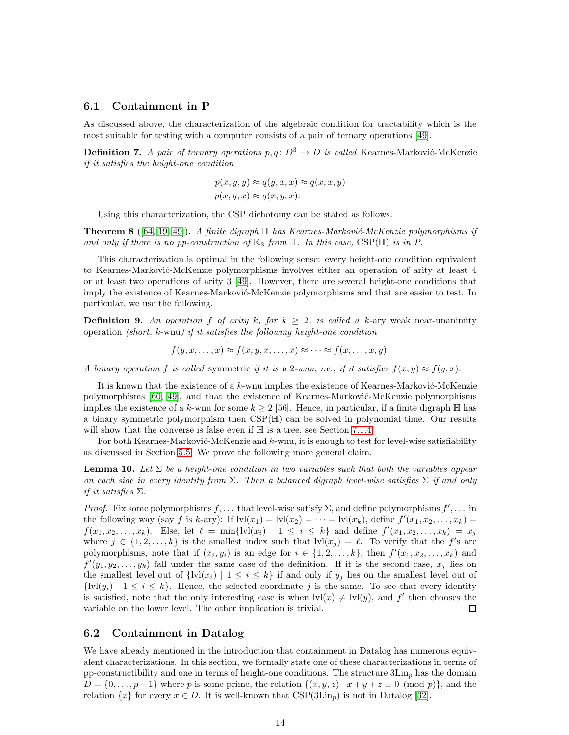## 6.1 Containment in P

As discussed above, the characterization of the algebraic condition for tractability which is the most suitable for testing with a computer consists of a pair of ternary operations [49].

**Definition 7.** *A pair of ternary operations $p, q\colon D^3 \to D$ is called* Kearnes-Marković-McKenzie *if it satisfies the height-one condition*

$$p(x, y, y) \approx q(y, x, x) \approx q(x, x, y)$$
$$p(x, y, x) \approx q(x, y, x).$$

Using this characterization, the CSP dichotomy can be stated as follows.

**Theorem 8** ([64, 19, 49])**.** *A finite digraph $\mathbb{H}$ has Kearnes-Marković-McKenzie polymorphisms if and only if there is no pp-construction of $\mathbb{K}_3$ from $\mathbb{H}$. In this case, $\mathrm{CSP}(\mathbb{H})$ is in P.*

This characterization is optimal in the following sense: every height-one condition equivalent to Kearnes-Marković-McKenzie polymorphisms involves either an operation of arity at least 4 or at least two operations of arity 3 [49]. However, there are several height-one conditions that imply the existence of Kearnes-Marković-McKenzie polymorphisms and that are easier to test. In particular, we use the following.

**Definition 9.** *An operation $f$ of arity $k$, for $k \geq 2$, is called a $k$-ary* weak near-unanimity operation *(short, $k$-wnu) if it satisfies the following height-one condition*

$$f(y, x, \dots, x) \approx f(x, y, x, \dots, x) \approx \cdots \approx f(x, \dots, x, y).$$

*A binary operation $f$ is called* symmetric *if it is a 2-wnu, i.e., if it satisfies $f(x, y) \approx f(y, x)$.*

It is known that the existence of a $k$-wnu implies the existence of Kearnes-Marković-McKenzie polymorphisms [60, 49], and that the existence of Kearnes-Marković-McKenzie polymorphisms implies the existence of a $k$-wnu for some $k \geq 2$ [56]. Hence, in particular, if a finite digraph $\mathbb{H}$ has a binary symmetric polymorphism then $\mathrm{CSP}(\mathbb{H})$ can be solved in polynomial time. Our results will show that the converse is false even if $\mathbb{H}$ is a tree, see Section 7.1.4.

For both Kearnes-Marković-McKenzie and $k$-wnu, it is enough to test for level-wise satisfiability as discussed in Section 5.5. We prove the following more general claim.

**Lemma 10.** *Let $\Sigma$ be a height-one condition in two variables such that both the variables appear on each side in every identity from $\Sigma$. Then a balanced digraph level-wise satisfies $\Sigma$ if and only if it satisfies $\Sigma$.*

*Proof.* Fix some polymorphisms $f, \dots$ that level-wise satisfy $\Sigma$, and define polymorphisms $f', \dots$ in the following way (say $f$ is $k$-ary): If $\mathrm{lvl}(x_1) = \mathrm{lvl}(x_2) = \cdots = \mathrm{lvl}(x_k)$, define $f'(x_1, x_2, \dots, x_k) = f(x_1, x_2, \dots, x_k)$. Else, let $\ell = \min\{\mathrm{lvl}(x_i) \mid 1 \leq i \leq k\}$ and define $f'(x_1, x_2, \dots, x_k) = x_j$ where $j \in \{1, 2, \dots, k\}$ is the smallest index such that $\mathrm{lvl}(x_j) = \ell$. To verify that the $f'$s are polymorphisms, note that if $(x_i, y_i)$ is an edge for $i \in \{1, 2, \dots, k\}$, then $f'(x_1, x_2, \dots, x_k)$ and $f'(y_1, y_2, \dots, y_k)$ fall under the same case of the definition. If it is the second case, $x_j$ lies on the smallest level out of $\{\mathrm{lvl}(x_i) \mid 1 \leq i \leq k\}$ if and only if $y_j$ lies on the smallest level out of $\{\mathrm{lvl}(y_i) \mid 1 \leq i \leq k\}$. Hence, the selected coordinate $j$ is the same. To see that every identity is satisfied, note that the only interesting case is when $\mathrm{lvl}(x) \neq \mathrm{lvl}(y)$, and $f'$ then chooses the variable on the lower level. The other implication is trivial. □

## 6.2 Containment in Datalog

We have already mentioned in the introduction that containment in Datalog has numerous equivalent characterizations. In this section, we formally state one of these characterizations in terms of pp-constructibility and one in terms of height-one conditions. The structure $3\mathrm{Lin}_p$ has the domain $D = \{0, \dots, p-1\}$ where $p$ is some prime, the relation $\{(x, y, z) \mid x + y + z \equiv 0 \pmod p\}$, and the relation $\{x\}$ for every $x \in D$. It is well-known that $\mathrm{CSP}(3\mathrm{Lin}_p)$ is not in Datalog [32].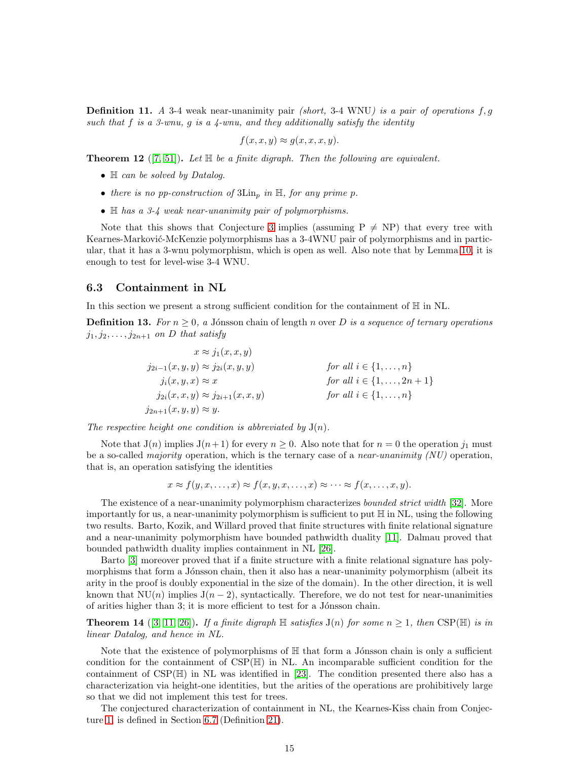**Definition 11.** *A* 3-4 weak near-unanimity pair *(short,* 3-4 WNU*) is a pair of operations $f, g$ such that $f$ is a 3-wnu, $g$ is a 4-wnu, and they additionally satisfy the identity*

$$f(x, x, y) \approx g(x, x, x, y).$$

**Theorem 12** ([7, 51])**.** *Let $\mathbb{H}$ be a finite digraph. Then the following are equivalent.*

- *$\mathbb{H}$ can be solved by Datalog.*
- *there is no pp-construction of $3\mathrm{Lin}_p$ in $\mathbb{H}$, for any prime $p$.*
- *$\mathbb{H}$ has a 3-4 weak near-unanimity pair of polymorphisms.*

Note that this shows that Conjecture 3 implies (assuming P $\neq$ NP) that every tree with Kearnes-Marković-McKenzie polymorphisms has a 3-4WNU pair of polymorphisms and in particular, that it has a 3-wnu polymorphism, which is open as well. Also note that by Lemma 10, it is enough to test for level-wise 3-4 WNU.

## 6.3 Containment in NL

In this section we present a strong sufficient condition for the containment of $\mathbb{H}$ in NL.

**Definition 13.** *For $n \geq 0$, a* Jónsson chain of length $n$ over $D$ *is a sequence of ternary operations $j_1, j_2, \ldots, j_{2n+1}$ on $D$ that satisfy*

$$\begin{aligned}
x &\approx j_1(x, x, y) & & \\
j_{2i-1}(x, y, y) &\approx j_{2i}(x, y, y) & & \text{for all } i \in \{1, \ldots, n\} \\
j_i(x, y, x) &\approx x & & \text{for all } i \in \{1, \ldots, 2n+1\} \\
j_{2i}(x, x, y) &\approx j_{2i+1}(x, x, y) & & \text{for all } i \in \{1, \ldots, n\} \\
j_{2n+1}(x, y, y) &\approx y. & &
\end{aligned}$$

*The respective height one condition is abbreviated by* $\mathrm{J}(n)$.

Note that $\mathrm{J}(n)$ implies $\mathrm{J}(n+1)$ for every $n \geq 0$. Also note that for $n = 0$ the operation $j_1$ must be a so-called *majority* operation, which is the ternary case of a *near-unanimity (NU)* operation, that is, an operation satisfying the identities

$$x \approx f(y, x, \ldots, x) \approx f(x, y, x, \ldots, x) \approx \cdots \approx f(x, \ldots, x, y).$$

The existence of a near-unanimity polymorphism characterizes *bounded strict width* [32]. More importantly for us, a near-unanimity polymorphism is sufficient to put $\mathbb{H}$ in NL, using the following two results. Barto, Kozik, and Willard proved that finite structures with finite relational signature and a near-unanimity polymorphism have bounded pathwidth duality [11]. Dalmau proved that bounded pathwidth duality implies containment in NL [26].

Barto [3] moreover proved that if a finite structure with a finite relational signature has polymorphisms that form a Jónsson chain, then it also has a near-unanimity polymorphism (albeit its arity in the proof is doubly exponential in the size of the domain). In the other direction, it is well known that $\mathrm{NU}(n)$ implies $\mathrm{J}(n-2)$, syntactically. Therefore, we do not test for near-unanimities of arities higher than 3; it is more efficient to test for a Jónsson chain.

**Theorem 14** ([3, 11, 26])**.** *If a finite digraph $\mathbb{H}$ satisfies $\mathrm{J}(n)$ for some $n \geq 1$, then* CSP($\mathbb{H}$) *is in linear Datalog, and hence in NL.*

Note that the existence of polymorphisms of $\mathbb{H}$ that form a Jónsson chain is only a sufficient condition for the containment of CSP($\mathbb{H}$) in NL. An incomparable sufficient condition for the containment of CSP($\mathbb{H}$) in NL was identified in [23]. The condition presented there also has a characterization via height-one identities, but the arities of the operations are prohibitively large so that we did not implement this test for trees.

The conjectured characterization of containment in NL, the Kearnes-Kiss chain from Conjecture 1, is defined in Section 6.7 (Definition 21).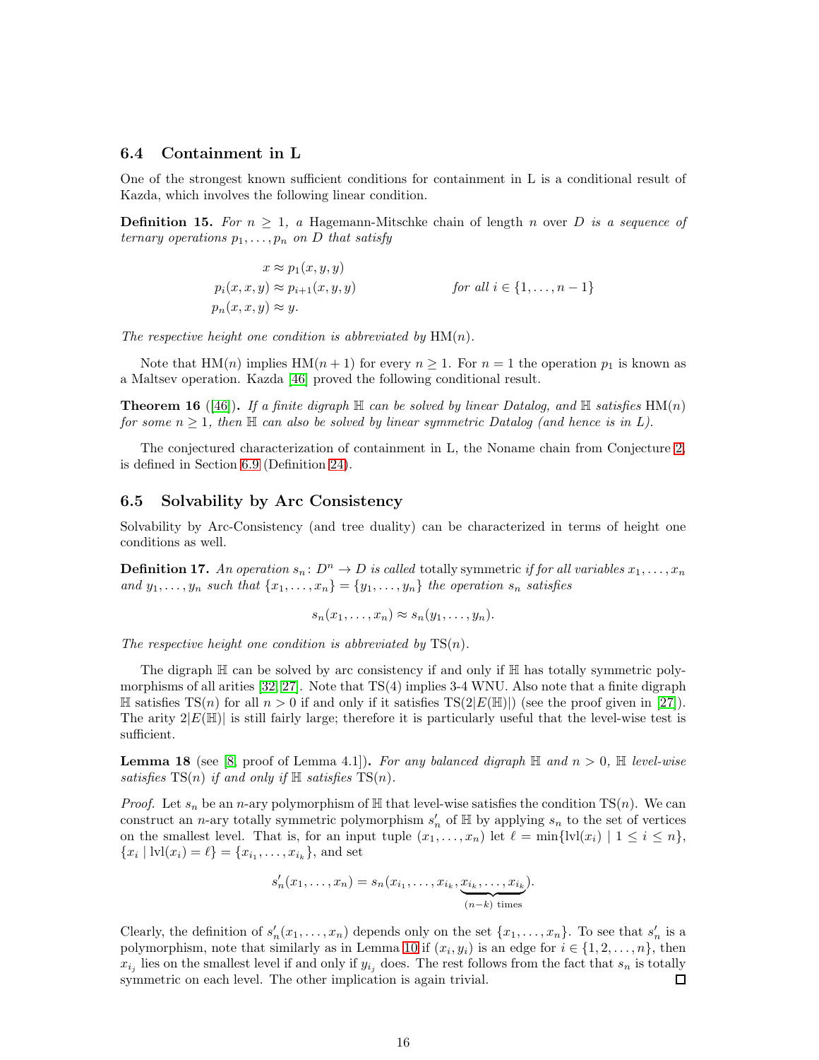### 6.4 Containment in L

One of the strongest known sufficient conditions for containment in L is a conditional result of Kazda, which involves the following linear condition.

**Definition 15.** *For $n \geq 1$, a* Hagemann-Mitschke chain *of length $n$ over $D$ is a sequence of ternary operations $p_1, \ldots, p_n$ on $D$ that satisfy*

$$
\begin{aligned}
x &\approx p_1(x, y, y) \\
p_i(x, x, y) &\approx p_{i+1}(x, y, y) \qquad\qquad \text{for all } i \in \{1, \ldots, n-1\} \\
p_n(x, x, y) &\approx y.
\end{aligned}
$$

*The respective height one condition is abbreviated by* $\mathrm{HM}(n)$.

Note that $\mathrm{HM}(n)$ implies $\mathrm{HM}(n+1)$ for every $n \geq 1$. For $n = 1$ the operation $p_1$ is known as a Maltsev operation. Kazda [46] proved the following conditional result.

**Theorem 16** ([46])**.** *If a finite digraph $\mathbb{H}$ can be solved by linear Datalog, and $\mathbb{H}$ satisfies $\mathrm{HM}(n)$ for some $n \geq 1$, then $\mathbb{H}$ can also be solved by linear symmetric Datalog (and hence is in L).*

The conjectured characterization of containment in L, the Noname chain from Conjecture 2, is defined in Section 6.9 (Definition 24).

### 6.5 Solvability by Arc Consistency

Solvability by Arc-Consistency (and tree duality) can be characterized in terms of height one conditions as well.

**Definition 17.** *An operation $s_n \colon D^n \to D$ is called* totally symmetric *if for all variables $x_1, \ldots, x_n$ and $y_1, \ldots, y_n$ such that $\{x_1, \ldots, x_n\} = \{y_1, \ldots, y_n\}$ the operation $s_n$ satisfies*

$$s_n(x_1, \ldots, x_n) \approx s_n(y_1, \ldots, y_n).$$

*The respective height one condition is abbreviated by* $\mathrm{TS}(n)$.

The digraph $\mathbb{H}$ can be solved by arc consistency if and only if $\mathbb{H}$ has totally symmetric polymorphisms of all arities [32, 27]. Note that $\mathrm{TS}(4)$ implies 3-4 WNU. Also note that a finite digraph $\mathbb{H}$ satisfies $\mathrm{TS}(n)$ for all $n > 0$ if and only if it satisfies $\mathrm{TS}(2|E(\mathbb{H})|)$ (see the proof given in [27]). The arity $2|E(\mathbb{H})|$ is still fairly large; therefore it is particularly useful that the level-wise test is sufficient.

**Lemma 18** (see [8, proof of Lemma 4.1])**.** *For any balanced digraph $\mathbb{H}$ and $n > 0$, $\mathbb{H}$ level-wise satisfies $\mathrm{TS}(n)$ if and only if $\mathbb{H}$ satisfies $\mathrm{TS}(n)$.*

*Proof.* Let $s_n$ be an $n$-ary polymorphism of $\mathbb{H}$ that level-wise satisfies the condition $\mathrm{TS}(n)$. We can construct an $n$-ary totally symmetric polymorphism $s'_n$ of $\mathbb{H}$ by applying $s_n$ to the set of vertices on the smallest level. That is, for an input tuple $(x_1, \ldots, x_n)$ let $\ell = \min\{\mathrm{lvl}(x_i) \mid 1 \leq i \leq n\}$, $\{x_i \mid \mathrm{lvl}(x_i) = \ell\} = \{x_{i_1}, \ldots, x_{i_k}\}$, and set

$$s'_n(x_1, \ldots, x_n) = s_n(x_{i_1}, \ldots, x_{i_k}, \underbrace{x_{i_k}, \ldots, x_{i_k}}_{(n-k) \text{ times}}).$$

Clearly, the definition of $s'_n(x_1, \ldots, x_n)$ depends only on the set $\{x_1, \ldots, x_n\}$. To see that $s'_n$ is a polymorphism, note that similarly as in Lemma 10 if $(x_i, y_i)$ is an edge for $i \in \{1, 2, \ldots, n\}$, then $x_{i_j}$ lies on the smallest level if and only if $y_{i_j}$ does. The rest follows from the fact that $s_n$ is totally symmetric on each level. The other implication is again trivial. ∎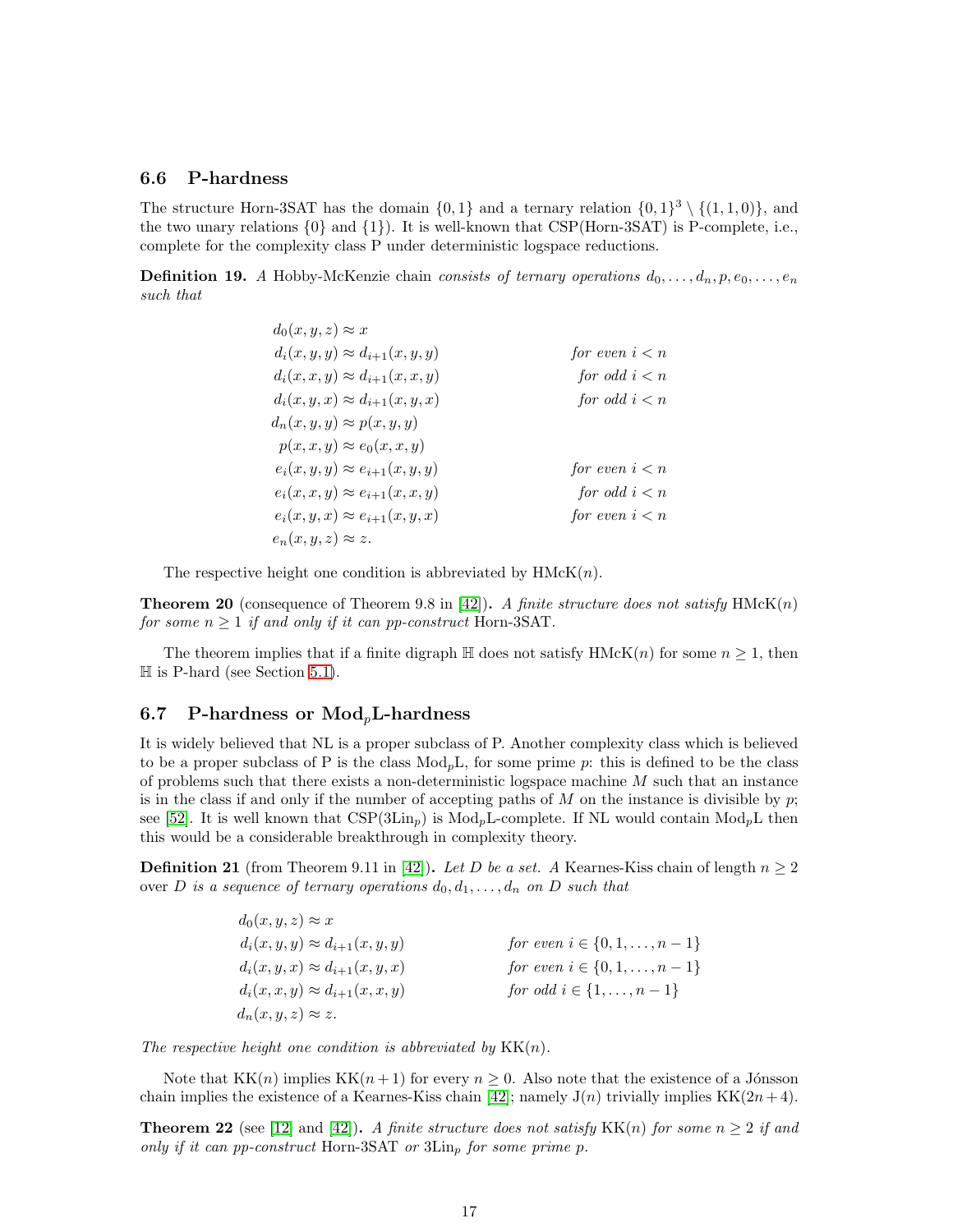### 6.6 P-hardness

The structure Horn-3SAT has the domain $\{0,1\}$ and a ternary relation $\{0,1\}^3 \setminus \{(1,1,0)\}$, and the two unary relations $\{0\}$ and $\{1\}$). It is well-known that CSP(Horn-3SAT) is P-complete, i.e., complete for the complexity class P under deterministic logspace reductions.

**Definition 19.** *A* Hobby-McKenzie chain *consists of ternary operations $d_0, \dots, d_n, p, e_0, \dots, e_n$ such that*

$$
\begin{aligned}
d_0(x,y,z) &\approx x \\
d_i(x,y,y) &\approx d_{i+1}(x,y,y) && \text{for even } i < n \\
d_i(x,x,y) &\approx d_{i+1}(x,x,y) && \text{for odd } i < n \\
d_i(x,y,x) &\approx d_{i+1}(x,y,x) && \text{for odd } i < n \\
d_n(x,y,y) &\approx p(x,y,y) \\
p(x,x,y) &\approx e_0(x,x,y) \\
e_i(x,y,y) &\approx e_{i+1}(x,y,y) && \text{for even } i < n \\
e_i(x,x,y) &\approx e_{i+1}(x,x,y) && \text{for odd } i < n \\
e_i(x,y,x) &\approx e_{i+1}(x,y,x) && \text{for even } i < n \\
e_n(x,y,z) &\approx z.
\end{aligned}
$$

The respective height one condition is abbreviated by HMcK($n$).

**Theorem 20** (consequence of Theorem 9.8 in [42])**.** *A finite structure does not satisfy* HMcK($n$) *for some $n \geq 1$ if and only if it can pp-construct* Horn-3SAT.

The theorem implies that if a finite digraph $\mathbb{H}$ does not satisfy HMcK($n$) for some $n \geq 1$, then $\mathbb{H}$ is P-hard (see Section 5.1).

### 6.7 P-hardness or Mod$_p$L-hardness

It is widely believed that NL is a proper subclass of P. Another complexity class which is believed to be a proper subclass of P is the class Mod$_p$L, for some prime $p$: this is defined to be the class of problems such that there exists a non-deterministic logspace machine $M$ such that an instance is in the class if and only if the number of accepting paths of $M$ on the instance is divisible by $p$; see [52]. It is well known that CSP(3Lin$_p$) is Mod$_p$L-complete. If NL would contain Mod$_p$L then this would be a considerable breakthrough in complexity theory.

**Definition 21** (from Theorem 9.11 in [42])**.** *Let $D$ be a set. A* Kearnes-Kiss chain *of length $n \geq 2$ over $D$ is a sequence of ternary operations $d_0, d_1, \dots, d_n$ on $D$ such that*

$$
\begin{aligned}
d_0(x,y,z) &\approx x \\
d_i(x,y,y) &\approx d_{i+1}(x,y,y) && \text{for even } i \in \{0,1,\dots,n-1\} \\
d_i(x,y,x) &\approx d_{i+1}(x,y,x) && \text{for even } i \in \{0,1,\dots,n-1\} \\
d_i(x,x,y) &\approx d_{i+1}(x,x,y) && \text{for odd } i \in \{1,\dots,n-1\} \\
d_n(x,y,z) &\approx z.
\end{aligned}
$$

*The respective height one condition is abbreviated by* KK($n$).

Note that KK($n$) implies KK($n+1$) for every $n \geq 0$. Also note that the existence of a Jónsson chain implies the existence of a Kearnes-Kiss chain [42]; namely J($n$) trivially implies KK($2n+4$).

**Theorem 22** (see [12] and [42])**.** *A finite structure does not satisfy* KK($n$) *for some $n \geq 2$ if and only if it can pp-construct* Horn-3SAT *or* 3Lin$_p$ *for some prime $p$.*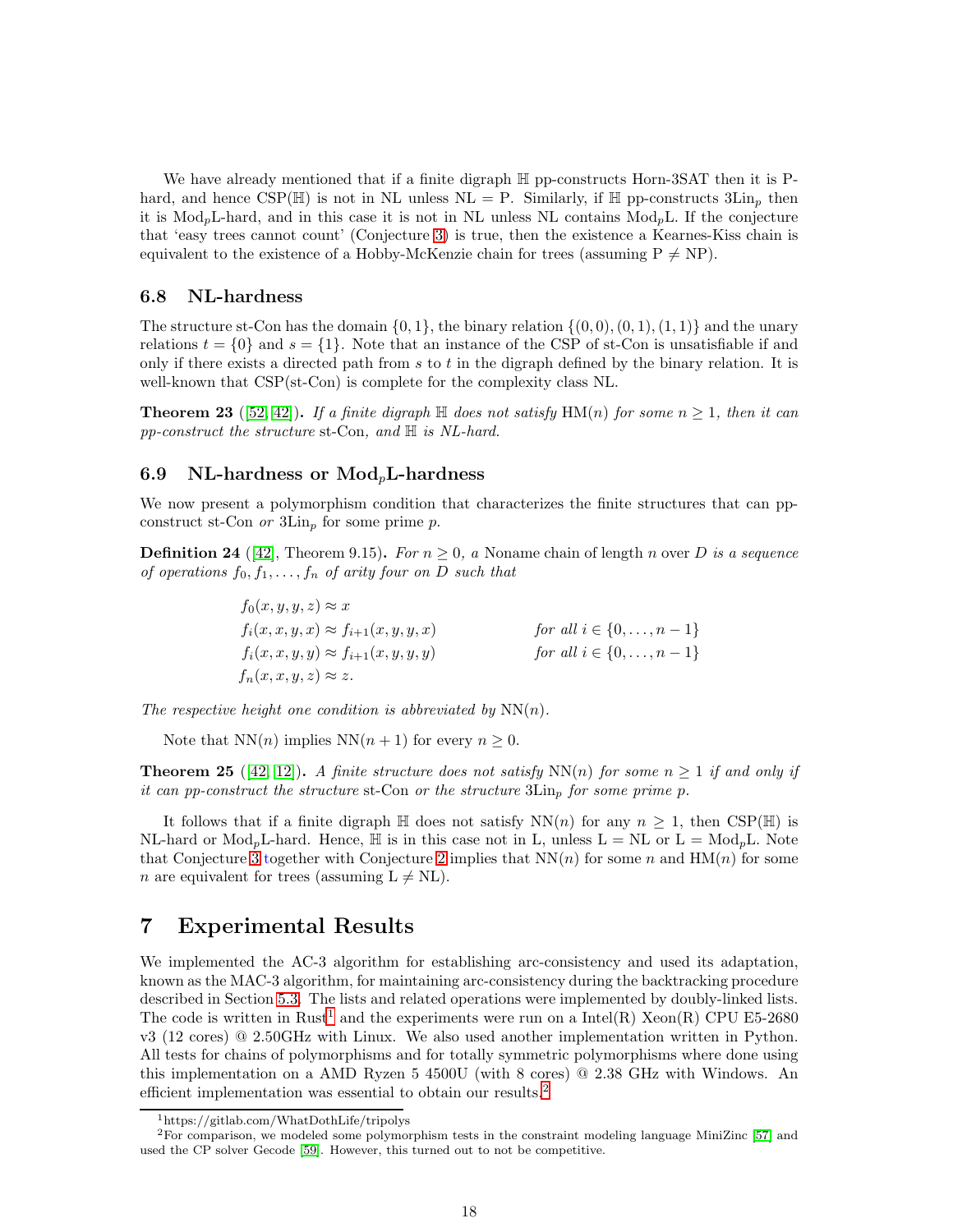We have already mentioned that if a finite digraph $\mathbb{H}$ pp-constructs Horn-3SAT then it is P-hard, and hence CSP($\mathbb{H}$) is not in NL unless NL = P. Similarly, if $\mathbb{H}$ pp-constructs 3Lin$_p$ then it is Mod$_p$L-hard, and in this case it is not in NL unless NL contains Mod$_p$L. If the conjecture that 'easy trees cannot count' (Conjecture 3) is true, then the existence a Kearnes-Kiss chain is equivalent to the existence of a Hobby-McKenzie chain for trees (assuming P $\neq$ NP).

### 6.8 NL-hardness

The structure st-Con has the domain $\{0, 1\}$, the binary relation $\{(0, 0), (0, 1), (1, 1)\}$ and the unary relations $t = \{0\}$ and $s = \{1\}$. Note that an instance of the CSP of st-Con is unsatisfiable if and only if there exists a directed path from $s$ to $t$ in the digraph defined by the binary relation. It is well-known that CSP(st-Con) is complete for the complexity class NL.

**Theorem 23** ([52, 42])**.** *If a finite digraph $\mathbb{H}$ does not satisfy* HM($n$) *for some $n \geq 1$, then it can pp-construct the structure* st-Con*, and $\mathbb{H}$ is NL-hard.*

### 6.9 NL-hardness or Mod$_p$L-hardness

We now present a polymorphism condition that characterizes the finite structures that can pp-construct st-Con *or* 3Lin$_p$ for some prime $p$.

**Definition 24** ([42], Theorem 9.15)**.** *For $n \geq 0$, a* Noname chain *of length $n$* over *$D$ is a sequence of operations $f_0, f_1, \ldots, f_n$ of arity four on $D$ such that*

$$
\begin{aligned}
&f_0(x, y, y, z) \approx x \\
&f_i(x, x, y, x) \approx f_{i+1}(x, y, y, x) && \text{for all } i \in \{0, \ldots, n-1\} \\
&f_i(x, x, y, y) \approx f_{i+1}(x, y, y, y) && \text{for all } i \in \{0, \ldots, n-1\} \\
&f_n(x, x, y, z) \approx z.
\end{aligned}
$$

*The respective height one condition is abbreviated by* NN($n$).

Note that NN($n$) implies NN($n + 1$) for every $n \geq 0$.

**Theorem 25** ([42, 12])**.** *A finite structure does not satisfy* NN($n$) *for some $n \geq 1$ if and only if it can pp-construct the structure* st-Con *or the structure* 3Lin$_p$ *for some prime $p$.*

It follows that if a finite digraph $\mathbb{H}$ does not satisfy NN($n$) for any $n \geq 1$, then CSP($\mathbb{H}$) is NL-hard or Mod$_p$L-hard. Hence, $\mathbb{H}$ is in this case not in L, unless L = NL or L = Mod$_p$L. Note that Conjecture 3 together with Conjecture 2 implies that NN($n$) for some $n$ and HM($n$) for some $n$ are equivalent for trees (assuming L $\neq$ NL).

## 7 Experimental Results

We implemented the AC-3 algorithm for establishing arc-consistency and used its adaptation, known as the MAC-3 algorithm, for maintaining arc-consistency during the backtracking procedure described in Section 5.3. The lists and related operations were implemented by doubly-linked lists. The code is written in Rust[1] and the experiments were run on a Intel(R) Xeon(R) CPU E5-2680 v3 (12 cores) @ 2.50GHz with Linux. We also used another implementation written in Python. All tests for chains of polymorphisms and for totally symmetric polymorphisms where done using this implementation on a AMD Ryzen 5 4500U (with 8 cores) @ 2.38 GHz with Windows. An efficient implementation was essential to obtain our results.[2]

[1] https://gitlab.com/WhatDothLife/tripolys

[2] For comparison, we modeled some polymorphism tests in the constraint modeling language MiniZinc [57] and used the CP solver Gecode [59]. However, this turned out to not be competitive.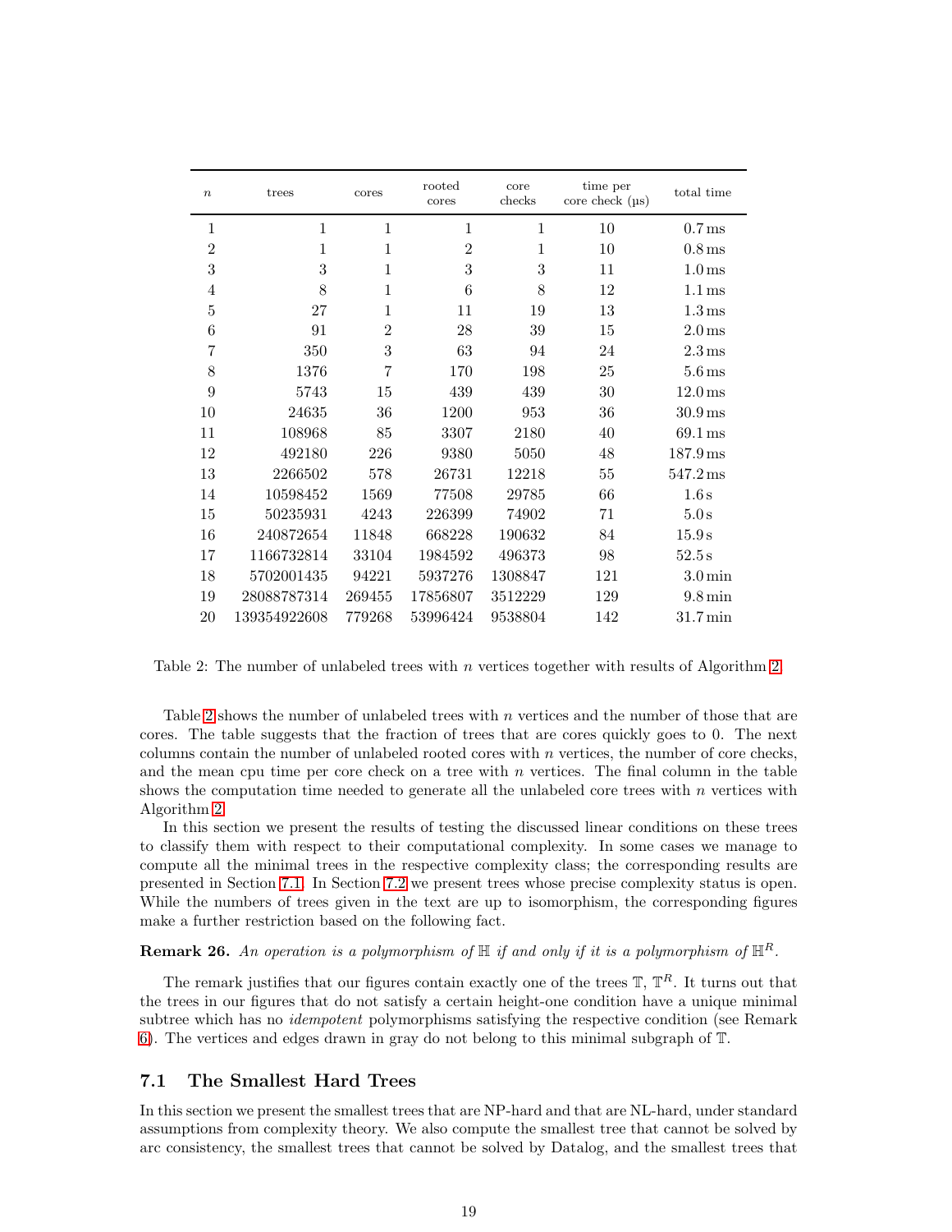| $n$ | trees | cores | rooted cores | core checks | time per core check (µs) | total time |
|---|---|---|---|---|---|---|
| 1 | 1 | 1 | 1 | 1 | 10 | 0.7 ms |
| 2 | 1 | 1 | 2 | 1 | 10 | 0.8 ms |
| 3 | 3 | 1 | 3 | 3 | 11 | 1.0 ms |
| 4 | 8 | 1 | 6 | 8 | 12 | 1.1 ms |
| 5 | 27 | 1 | 11 | 19 | 13 | 1.3 ms |
| 6 | 91 | 2 | 28 | 39 | 15 | 2.0 ms |
| 7 | 350 | 3 | 63 | 94 | 24 | 2.3 ms |
| 8 | 1376 | 7 | 170 | 198 | 25 | 5.6 ms |
| 9 | 5743 | 15 | 439 | 439 | 30 | 12.0 ms |
| 10 | 24635 | 36 | 1200 | 953 | 36 | 30.9 ms |
| 11 | 108968 | 85 | 3307 | 2180 | 40 | 69.1 ms |
| 12 | 492180 | 226 | 9380 | 5050 | 48 | 187.9 ms |
| 13 | 2266502 | 578 | 26731 | 12218 | 55 | 547.2 ms |
| 14 | 10598452 | 1569 | 77508 | 29785 | 66 | 1.6 s |
| 15 | 50235931 | 4243 | 226399 | 74902 | 71 | 5.0 s |
| 16 | 240872654 | 11848 | 668228 | 190632 | 84 | 15.9 s |
| 17 | 1166732814 | 33104 | 1984592 | 496373 | 98 | 52.5 s |
| 18 | 5702001435 | 94221 | 5937276 | 1308847 | 121 | 3.0 min |
| 19 | 28088787314 | 269455 | 17856807 | 3512229 | 129 | 9.8 min |
| 20 | 139354922608 | 779268 | 53996424 | 9538804 | 142 | 31.7 min |

Table 2: The number of unlabeled trees with $n$ vertices together with results of Algorithm 2.

Table 2 shows the number of unlabeled trees with $n$ vertices and the number of those that are cores. The table suggests that the fraction of trees that are cores quickly goes to 0. The next columns contain the number of unlabeled rooted cores with $n$ vertices, the number of core checks, and the mean cpu time per core check on a tree with $n$ vertices. The final column in the table shows the computation time needed to generate all the unlabeled core trees with $n$ vertices with Algorithm 2.

In this section we present the results of testing the discussed linear conditions on these trees to classify them with respect to their computational complexity. In some cases we manage to compute all the minimal trees in the respective complexity class; the corresponding results are presented in Section 7.1. In Section 7.2 we present trees whose precise complexity status is open. While the numbers of trees given in the text are up to isomorphism, the corresponding figures make a further restriction based on the following fact.

**Remark 26.** *An operation is a polymorphism of $\mathbb{H}$ if and only if it is a polymorphism of $\mathbb{H}^R$.*

The remark justifies that our figures contain exactly one of the trees $\mathbb{T}$, $\mathbb{T}^R$. It turns out that the trees in our figures that do not satisfy a certain height-one condition have a unique minimal subtree which has no *idempotent* polymorphisms satisfying the respective condition (see Remark 6). The vertices and edges drawn in gray do not belong to this minimal subgraph of $\mathbb{T}$.

## 7.1 The Smallest Hard Trees

In this section we present the smallest trees that are NP-hard and that are NL-hard, under standard assumptions from complexity theory. We also compute the smallest tree that cannot be solved by arc consistency, the smallest trees that cannot be solved by Datalog, and the smallest trees that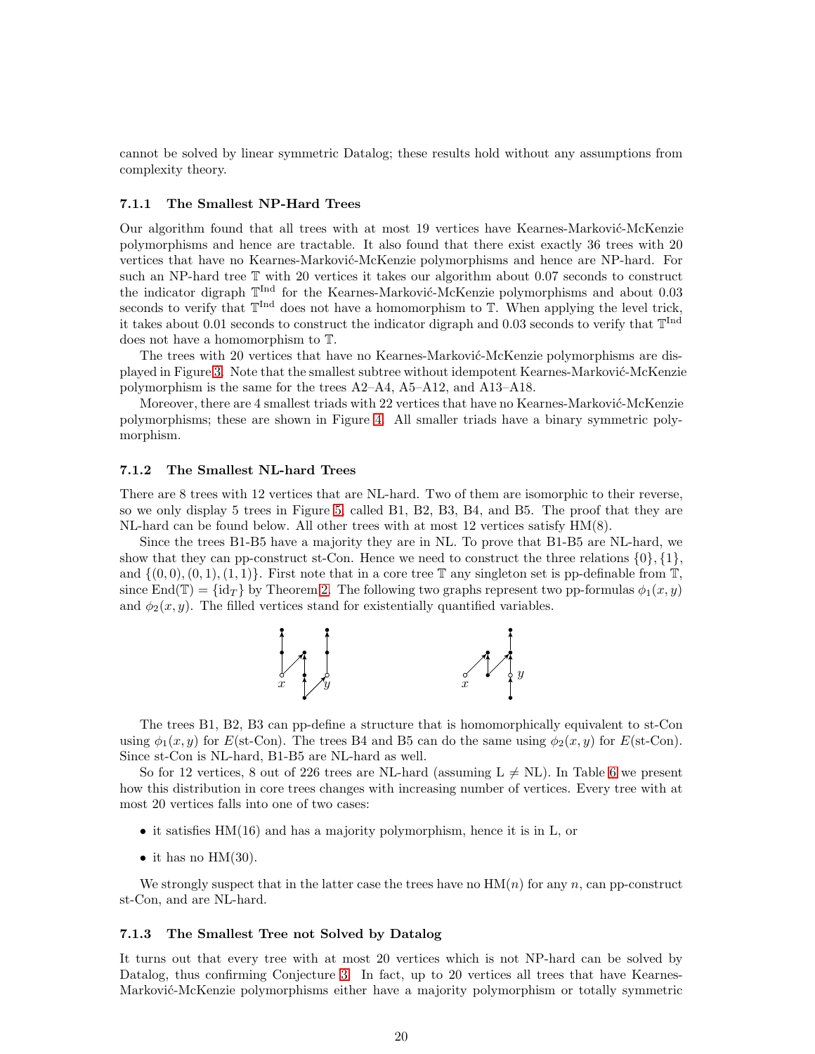cannot be solved by linear symmetric Datalog; these results hold without any assumptions from complexity theory.

### 7.1.1 The Smallest NP-Hard Trees

Our algorithm found that all trees with at most 19 vertices have Kearnes-Marković-McKenzie polymorphisms and hence are tractable. It also found that there exist exactly 36 trees with 20 vertices that have no Kearnes-Marković-McKenzie polymorphisms and hence are NP-hard. For such an NP-hard tree $\mathbb{T}$ with 20 vertices it takes our algorithm about 0.07 seconds to construct the indicator digraph $\mathbb{T}^{\mathrm{Ind}}$ for the Kearnes-Marković-McKenzie polymorphisms and about 0.03 seconds to verify that $\mathbb{T}^{\mathrm{Ind}}$ does not have a homomorphism to $\mathbb{T}$. When applying the level trick, it takes about 0.01 seconds to construct the indicator digraph and 0.03 seconds to verify that $\mathbb{T}^{\mathrm{Ind}}$ does not have a homomorphism to $\mathbb{T}$.

The trees with 20 vertices that have no Kearnes-Marković-McKenzie polymorphisms are displayed in Figure 3. Note that the smallest subtree without idempotent Kearnes-Marković-McKenzie polymorphism is the same for the trees A2–A4, A5–A12, and A13–A18.

Moreover, there are 4 smallest triads with 22 vertices that have no Kearnes-Marković-McKenzie polymorphisms; these are shown in Figure 4. All smaller triads have a binary symmetric polymorphism.

### 7.1.2 The Smallest NL-hard Trees

There are 8 trees with 12 vertices that are NL-hard. Two of them are isomorphic to their reverse, so we only display 5 trees in Figure 5, called B1, B2, B3, B4, and B5. The proof that they are NL-hard can be found below. All other trees with at most 12 vertices satisfy HM(8).

Since the trees B1-B5 have a majority they are in NL. To prove that B1-B5 are NL-hard, we show that they can pp-construct st-Con. Hence we need to construct the three relations $\{0\}, \{1\}$, and $\{(0,0),(0,1),(1,1)\}$. First note that in a core tree $\mathbb{T}$ any singleton set is pp-definable from $\mathbb{T}$, since $\mathrm{End}(\mathbb{T}) = \{\mathrm{id}_T\}$ by Theorem 2. The following two graphs represent two pp-formulas $\phi_1(x,y)$ and $\phi_2(x,y)$. The filled vertices stand for existentially quantified variables.

The trees B1, B2, B3 can pp-define a structure that is homomorphically equivalent to st-Con using $\phi_1(x,y)$ for $E(\text{st-Con})$. The trees B4 and B5 can do the same using $\phi_2(x,y)$ for $E(\text{st-Con})$. Since st-Con is NL-hard, B1-B5 are NL-hard as well.

So for 12 vertices, 8 out of 226 trees are NL-hard (assuming L $\neq$ NL). In Table 6 we present how this distribution in core trees changes with increasing number of vertices. Every tree with at most 20 vertices falls into one of two cases:

- it satisfies HM(16) and has a majority polymorphism, hence it is in L, or
- it has no HM(30).

We strongly suspect that in the latter case the trees have no HM($n$) for any $n$, can pp-construct st-Con, and are NL-hard.

### 7.1.3 The Smallest Tree not Solved by Datalog

It turns out that every tree with at most 20 vertices which is not NP-hard can be solved by Datalog, thus confirming Conjecture 3. In fact, up to 20 vertices all trees that have Kearnes-Marković-McKenzie polymorphisms either have a majority polymorphism or totally symmetric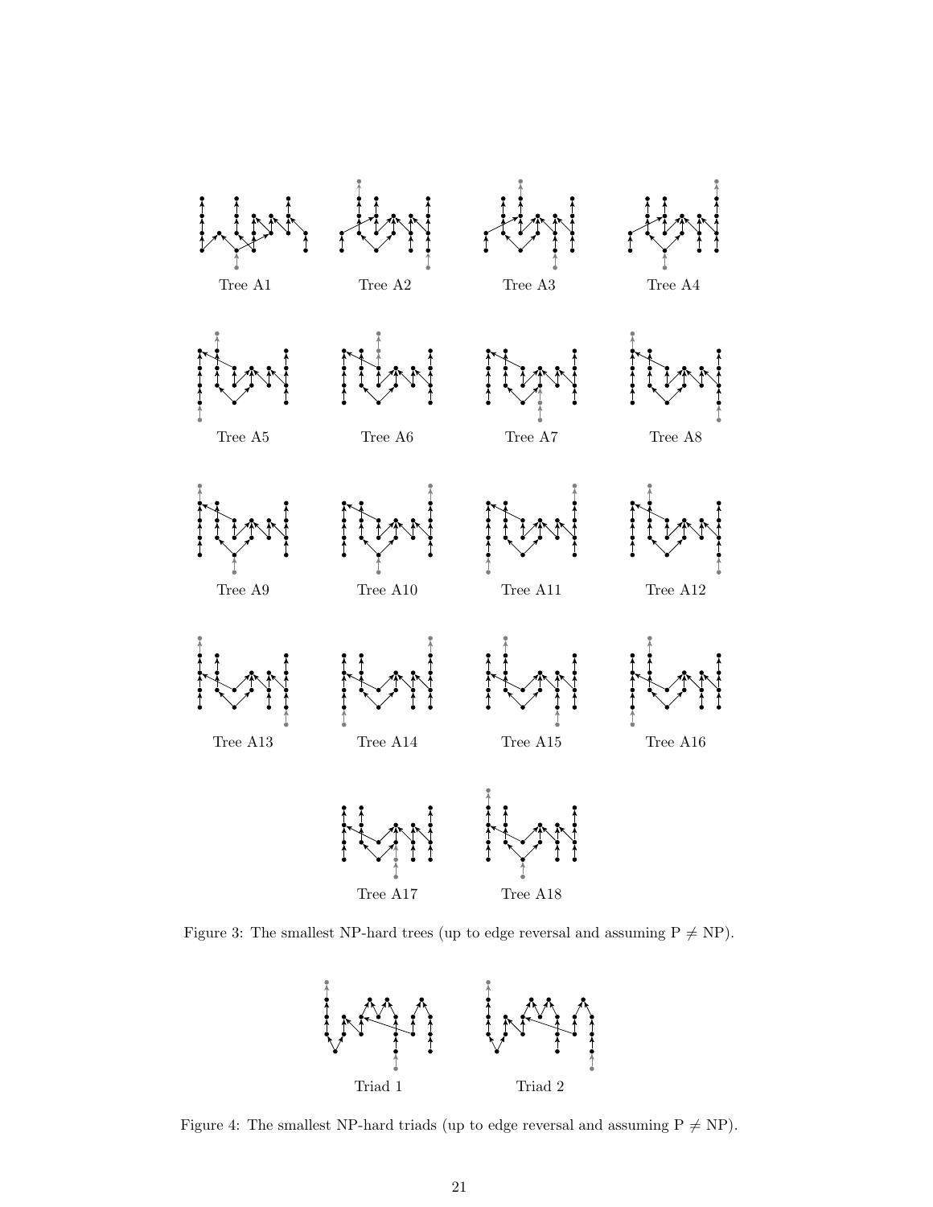Tree A1

Tree A2

Tree A3

Tree A4

Tree A5

Tree A6

Tree A7

Tree A8

Tree A9

Tree A10

Tree A11

Tree A12

Tree A13

Tree A14

Tree A15

Tree A16

Tree A17

Tree A18

Figure 3: The smallest NP-hard trees (up to edge reversal and assuming P $\neq$ NP).

Triad 1

Triad 2

Figure 4: The smallest NP-hard triads (up to edge reversal and assuming P $\neq$ NP).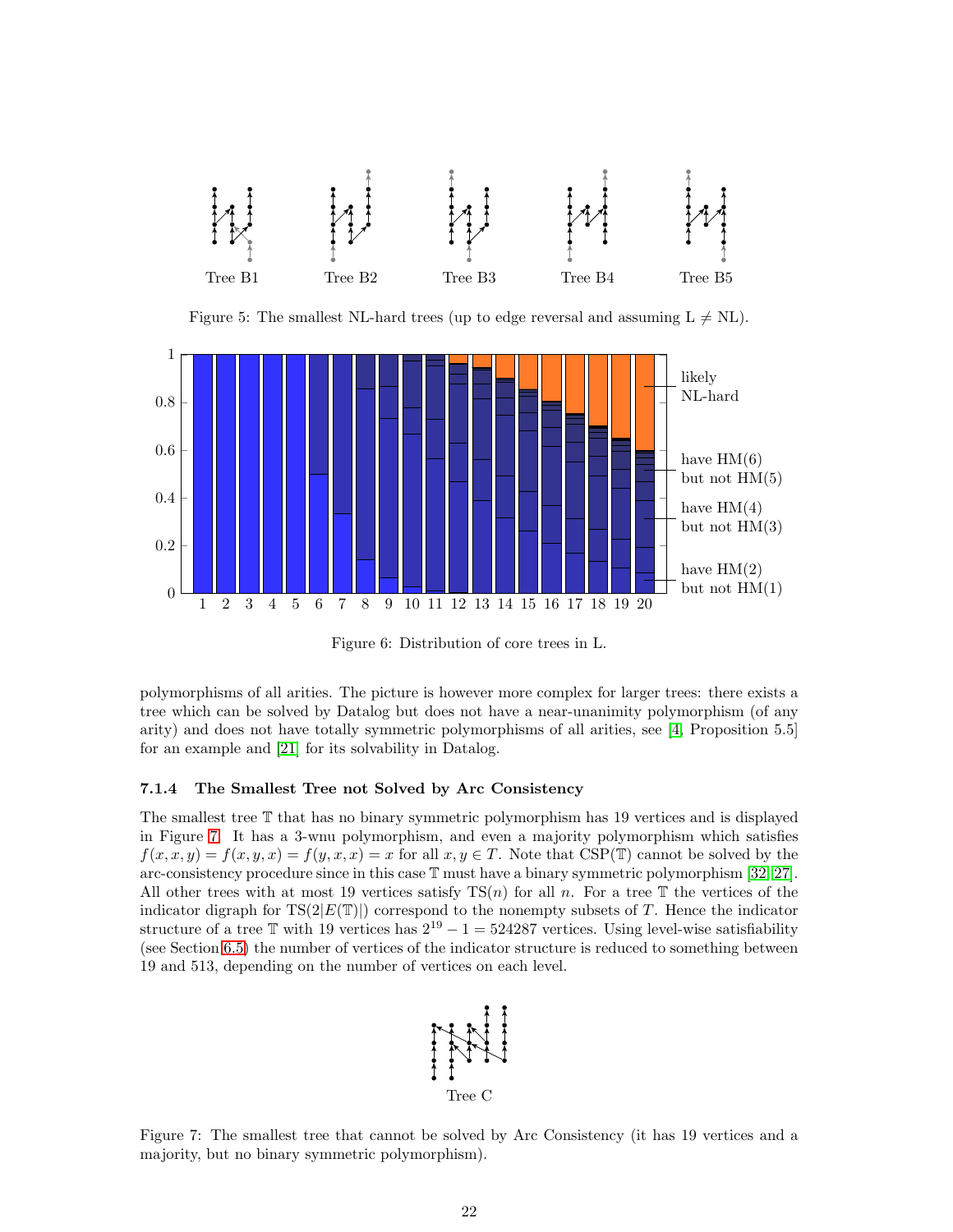Tree B1 Tree B2 Tree B3 Tree B4 Tree B5

Figure 5: The smallest NL-hard trees (up to edge reversal and assuming L $\neq$ NL).

Figure 6: Distribution of core trees in L.

polymorphisms of all arities. The picture is however more complex for larger trees: there exists a tree which can be solved by Datalog but does not have a near-unanimity polymorphism (of any arity) and does not have totally symmetric polymorphisms of all arities, see [4, Proposition 5.5] for an example and [21] for its solvability in Datalog.

#### 7.1.4 The Smallest Tree not Solved by Arc Consistency

The smallest tree $\mathbb{T}$ that has no binary symmetric polymorphism has 19 vertices and is displayed in Figure 7. It has a 3-wnu polymorphism, and even a majority polymorphism which satisfies $f(x, x, y) = f(x, y, x) = f(y, x, x) = x$ for all $x, y \in T$. Note that CSP($\mathbb{T}$) cannot be solved by the arc-consistency procedure since in this case $\mathbb{T}$ must have a binary symmetric polymorphism [32, 27]. All other trees with at most 19 vertices satisfy TS($n$) for all $n$. For a tree $\mathbb{T}$ the vertices of the indicator digraph for TS($2|E(\mathbb{T})|$) correspond to the nonempty subsets of $T$. Hence the indicator structure of a tree $\mathbb{T}$ with 19 vertices has $2^{19} - 1 = 524287$ vertices. Using level-wise satisfiability (see Section 6.5) the number of vertices of the indicator structure is reduced to something between 19 and 513, depending on the number of vertices on each level.

Tree C

Figure 7: The smallest tree that cannot be solved by Arc Consistency (it has 19 vertices and a majority, but no binary symmetric polymorphism).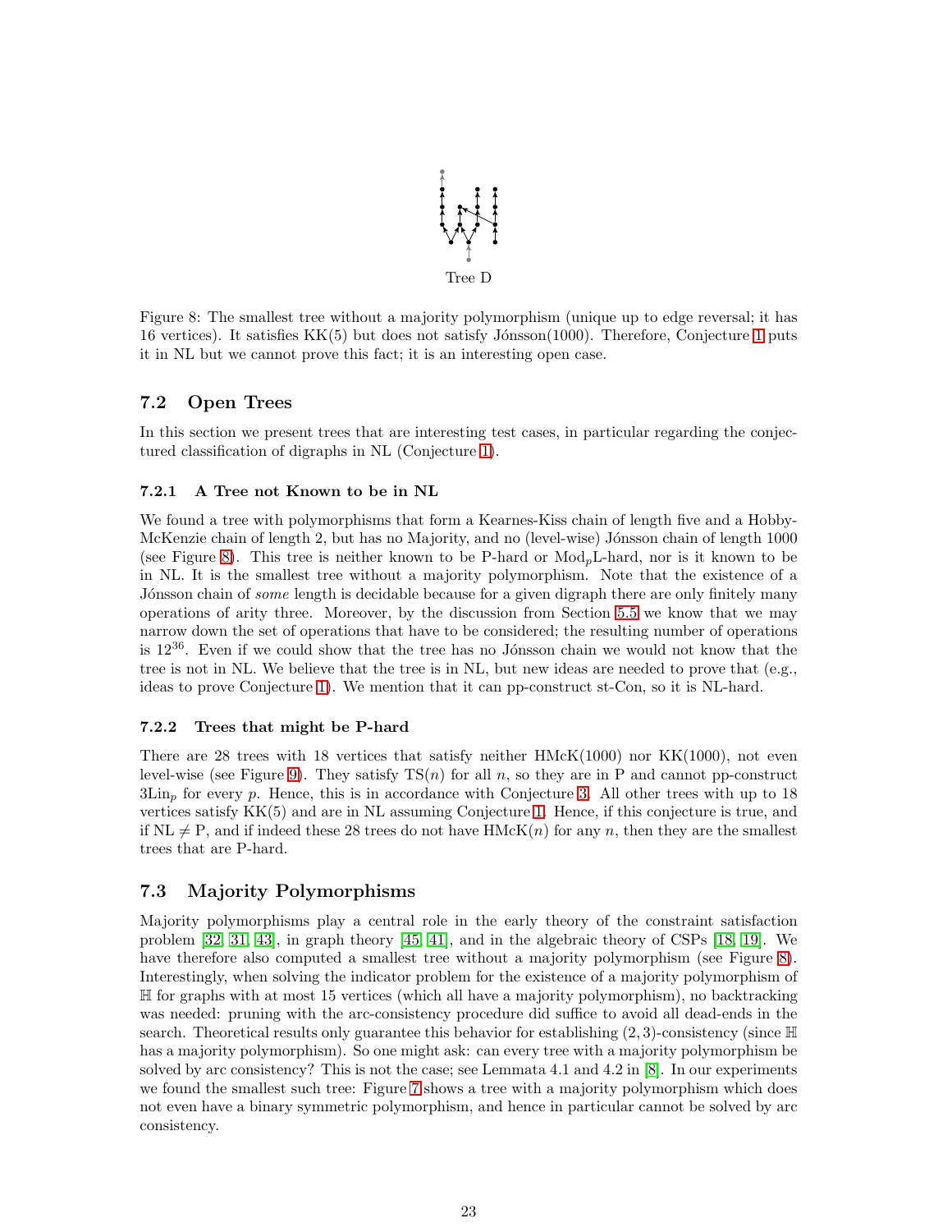Tree D

Figure 8: The smallest tree without a majority polymorphism (unique up to edge reversal; it has 16 vertices). It satisfies KK(5) but does not satisfy Jónsson(1000). Therefore, Conjecture 1 puts it in NL but we cannot prove this fact; it is an interesting open case.

## 7.2 Open Trees

In this section we present trees that are interesting test cases, in particular regarding the conjectured classification of digraphs in NL (Conjecture 1).

### 7.2.1 A Tree not Known to be in NL

We found a tree with polymorphisms that form a Kearnes-Kiss chain of length five and a Hobby-McKenzie chain of length 2, but has no Majority, and no (level-wise) Jónsson chain of length 1000 (see Figure 8). This tree is neither known to be P-hard or $\text{Mod}_p$L-hard, nor is it known to be in NL. It is the smallest tree without a majority polymorphism. Note that the existence of a Jónsson chain of *some* length is decidable because for a given digraph there are only finitely many operations of arity three. Moreover, by the discussion from Section 5.5 we know that we may narrow down the set of operations that have to be considered; the resulting number of operations is $12^{36}$. Even if we could show that the tree has no Jónsson chain we would not know that the tree is not in NL. We believe that the tree is in NL, but new ideas are needed to prove that (e.g., ideas to prove Conjecture 1). We mention that it can pp-construct st-Con, so it is NL-hard.

### 7.2.2 Trees that might be P-hard

There are 28 trees with 18 vertices that satisfy neither HMcK(1000) nor KK(1000), not even level-wise (see Figure 9). They satisfy TS($n$) for all $n$, so they are in P and cannot pp-construct $3\text{Lin}_p$ for every $p$. Hence, this is in accordance with Conjecture 3. All other trees with up to 18 vertices satisfy KK(5) and are in NL assuming Conjecture 1. Hence, if this conjecture is true, and if NL $\neq$ P, and if indeed these 28 trees do not have HMcK($n$) for any $n$, then they are the smallest trees that are P-hard.

## 7.3 Majority Polymorphisms

Majority polymorphisms play a central role in the early theory of the constraint satisfaction problem [32, 31, 43], in graph theory [45, 41], and in the algebraic theory of CSPs [18, 19]. We have therefore also computed a smallest tree without a majority polymorphism (see Figure 8). Interestingly, when solving the indicator problem for the existence of a majority polymorphism of $\mathbb{H}$ for graphs with at most 15 vertices (which all have a majority polymorphism), no backtracking was needed: pruning with the arc-consistency procedure did suffice to avoid all dead-ends in the search. Theoretical results only guarantee this behavior for establishing $(2, 3)$-consistency (since $\mathbb{H}$ has a majority polymorphism). So one might ask: can every tree with a majority polymorphism be solved by arc consistency? This is not the case; see Lemmata 4.1 and 4.2 in [8]. In our experiments we found the smallest such tree: Figure 7 shows a tree with a majority polymorphism which does not even have a binary symmetric polymorphism, and hence in particular cannot be solved by arc consistency.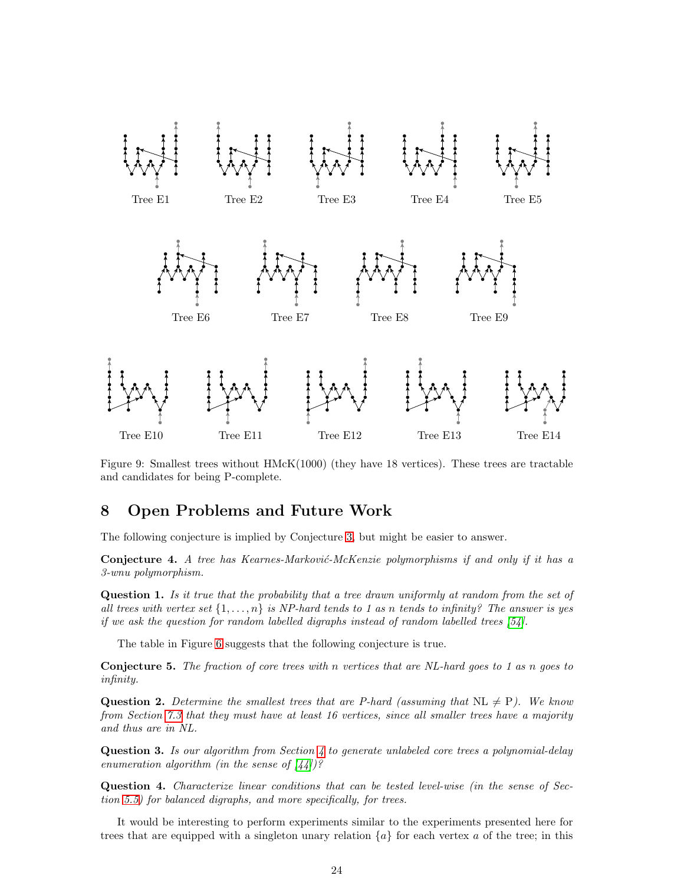Tree E1 Tree E2 Tree E3 Tree E4 Tree E5

Tree E6 Tree E7 Tree E8 Tree E9

Tree E10 Tree E11 Tree E12 Tree E13 Tree E14

Figure 9: Smallest trees without HMcK(1000) (they have 18 vertices). These trees are tractable and candidates for being P-complete.

## 8 Open Problems and Future Work

The following conjecture is implied by Conjecture 3, but might be easier to answer.

**Conjecture 4.** *A tree has Kearnes-Marković-McKenzie polymorphisms if and only if it has a 3-wnu polymorphism.*

**Question 1.** *Is it true that the probability that a tree drawn uniformly at random from the set of all trees with vertex set $\{1, \ldots, n\}$ is NP-hard tends to 1 as $n$ tends to infinity? The answer is yes if we ask the question for random labelled digraphs instead of random labelled trees [54].*

The table in Figure 6 suggests that the following conjecture is true.

**Conjecture 5.** *The fraction of core trees with $n$ vertices that are NL-hard goes to 1 as $n$ goes to infinity.*

**Question 2.** *Determine the smallest trees that are P-hard (assuming that $\mathrm{NL} \neq \mathrm{P}$). We know from Section 7.3 that they must have at least 16 vertices, since all smaller trees have a majority and thus are in NL.*

**Question 3.** *Is our algorithm from Section 4 to generate unlabeled core trees a polynomial-delay enumeration algorithm (in the sense of [44])?*

**Question 4.** *Characterize linear conditions that can be tested level-wise (in the sense of Section 5.5) for balanced digraphs, and more specifically, for trees.*

It would be interesting to perform experiments similar to the experiments presented here for trees that are equipped with a singleton unary relation $\{a\}$ for each vertex $a$ of the tree; in this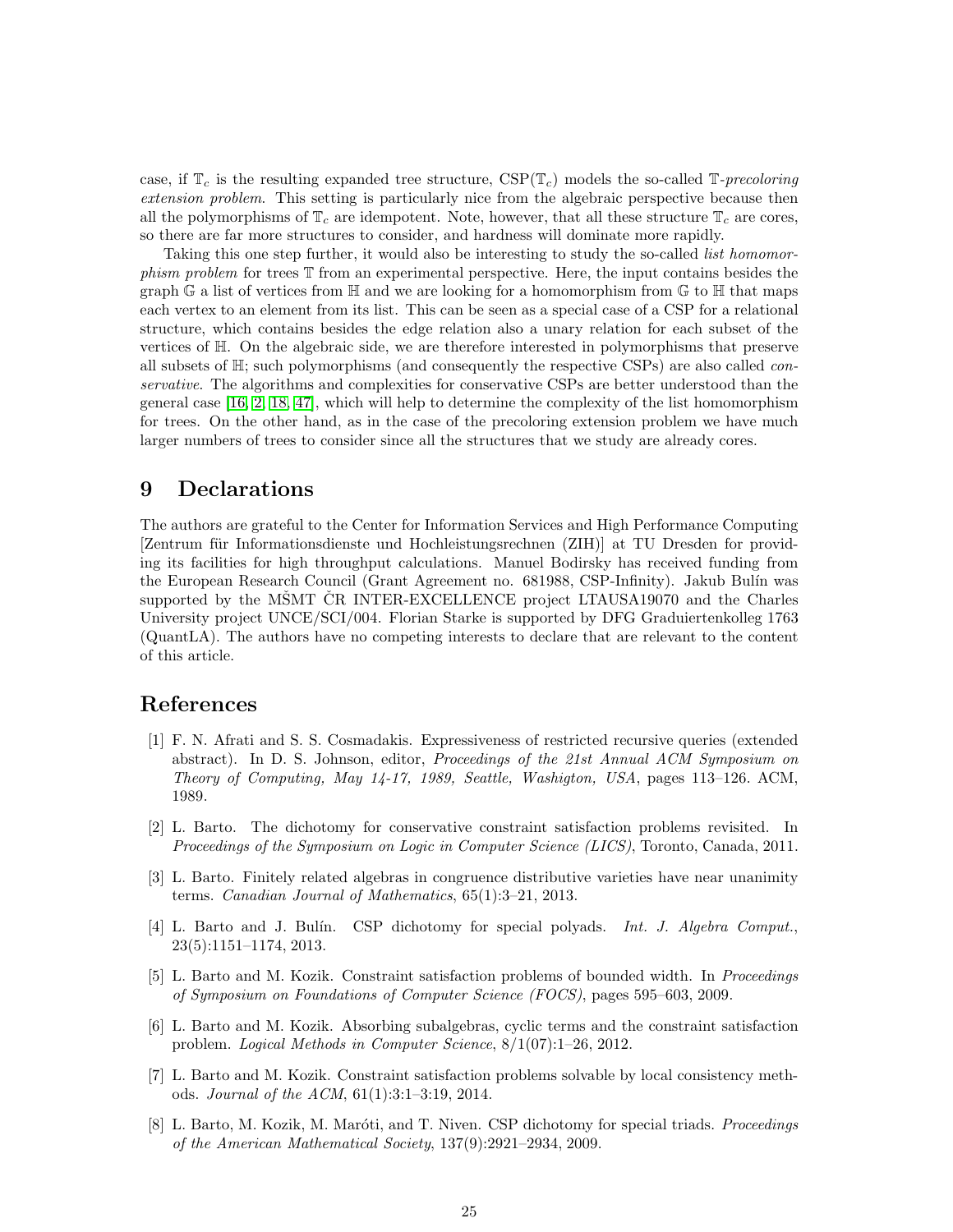case, if $\mathbb{T}_c$ is the resulting expanded tree structure, $\mathrm{CSP}(\mathbb{T}_c)$ models the so-called $\mathbb{T}$-*precoloring extension problem*. This setting is particularly nice from the algebraic perspective because then all the polymorphisms of $\mathbb{T}_c$ are idempotent. Note, however, that all these structure $\mathbb{T}_c$ are cores, so there are far more structures to consider, and hardness will dominate more rapidly.

Taking this one step further, it would also be interesting to study the so-called *list homomorphism problem* for trees $\mathbb{T}$ from an experimental perspective. Here, the input contains besides the graph $\mathbb{G}$ a list of vertices from $\mathbb{H}$ and we are looking for a homomorphism from $\mathbb{G}$ to $\mathbb{H}$ that maps each vertex to an element from its list. This can be seen as a special case of a CSP for a relational structure, which contains besides the edge relation also a unary relation for each subset of the vertices of $\mathbb{H}$. On the algebraic side, we are therefore interested in polymorphisms that preserve all subsets of $\mathbb{H}$; such polymorphisms (and consequently the respective CSPs) are also called *conservative*. The algorithms and complexities for conservative CSPs are better understood than the general case [16, 2, 18, 47], which will help to determine the complexity of the list homomorphism for trees. On the other hand, as in the case of the precoloring extension problem we have much larger numbers of trees to consider since all the structures that we study are already cores.

# 9 Declarations

The authors are grateful to the Center for Information Services and High Performance Computing [Zentrum für Informationsdienste und Hochleistungsrechnen (ZIH)] at TU Dresden for providing its facilities for high throughput calculations. Manuel Bodirsky has received funding from the European Research Council (Grant Agreement no. 681988, CSP-Infinity). Jakub Bulín was supported by the MŠMT ČR INTER-EXCELLENCE project LTAUSA19070 and the Charles University project UNCE/SCI/004. Florian Starke is supported by DFG Graduiertenkolleg 1763 (QuantLA). The authors have no competing interests to declare that are relevant to the content of this article.

# References

[1] F. N. Afrati and S. S. Cosmadakis. Expressiveness of restricted recursive queries (extended abstract). In D. S. Johnson, editor, *Proceedings of the 21st Annual ACM Symposium on Theory of Computing, May 14-17, 1989, Seattle, Washigton, USA*, pages 113–126. ACM, 1989.

[2] L. Barto. The dichotomy for conservative constraint satisfaction problems revisited. In *Proceedings of the Symposium on Logic in Computer Science (LICS)*, Toronto, Canada, 2011.

[3] L. Barto. Finitely related algebras in congruence distributive varieties have near unanimity terms. *Canadian Journal of Mathematics*, 65(1):3–21, 2013.

[4] L. Barto and J. Bulín. CSP dichotomy for special polyads. *Int. J. Algebra Comput.*, 23(5):1151–1174, 2013.

[5] L. Barto and M. Kozik. Constraint satisfaction problems of bounded width. In *Proceedings of Symposium on Foundations of Computer Science (FOCS)*, pages 595–603, 2009.

[6] L. Barto and M. Kozik. Absorbing subalgebras, cyclic terms and the constraint satisfaction problem. *Logical Methods in Computer Science*, 8/1(07):1–26, 2012.

[7] L. Barto and M. Kozik. Constraint satisfaction problems solvable by local consistency methods. *Journal of the ACM*, 61(1):3:1–3:19, 2014.

[8] L. Barto, M. Kozik, M. Maróti, and T. Niven. CSP dichotomy for special triads. *Proceedings of the American Mathematical Society*, 137(9):2921–2934, 2009.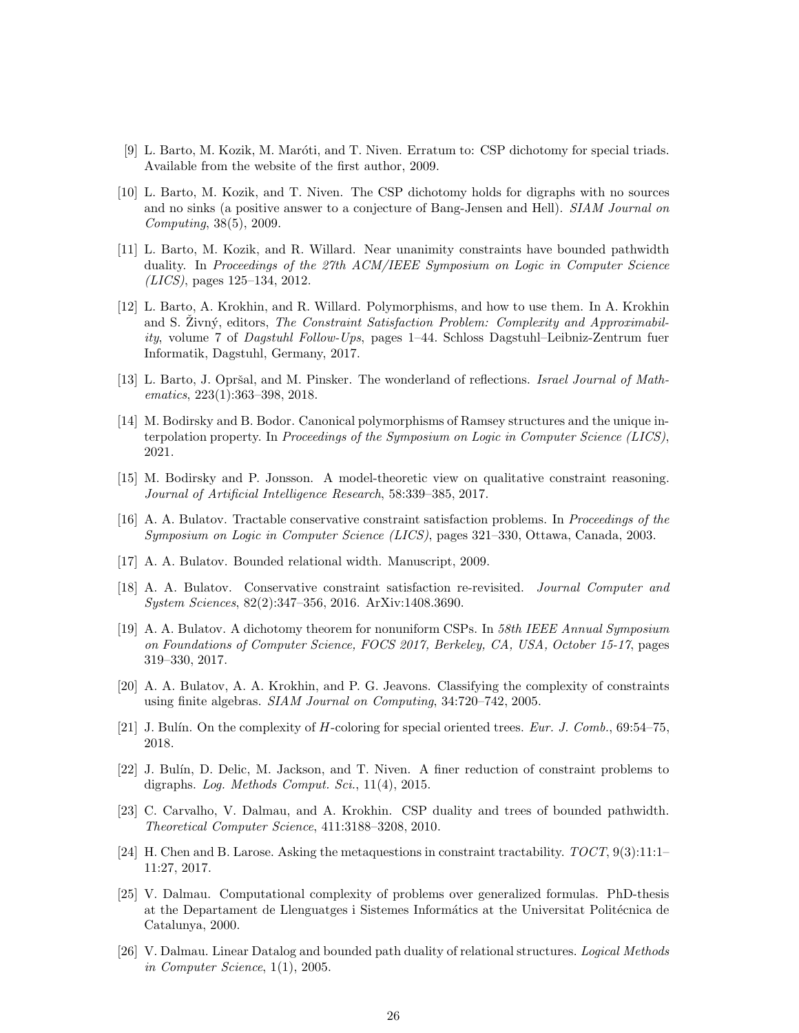[9] L. Barto, M. Kozik, M. Maróti, and T. Niven. Erratum to: CSP dichotomy for special triads. Available from the website of the first author, 2009.

[10] L. Barto, M. Kozik, and T. Niven. The CSP dichotomy holds for digraphs with no sources and no sinks (a positive answer to a conjecture of Bang-Jensen and Hell). *SIAM Journal on Computing*, 38(5), 2009.

[11] L. Barto, M. Kozik, and R. Willard. Near unanimity constraints have bounded pathwidth duality. In *Proceedings of the 27th ACM/IEEE Symposium on Logic in Computer Science (LICS)*, pages 125–134, 2012.

[12] L. Barto, A. Krokhin, and R. Willard. Polymorphisms, and how to use them. In A. Krokhin and S. Živný, editors, *The Constraint Satisfaction Problem: Complexity and Approximability*, volume 7 of *Dagstuhl Follow-Ups*, pages 1–44. Schloss Dagstuhl–Leibniz-Zentrum fuer Informatik, Dagstuhl, Germany, 2017.

[13] L. Barto, J. Opršal, and M. Pinsker. The wonderland of reflections. *Israel Journal of Mathematics*, 223(1):363–398, 2018.

[14] M. Bodirsky and B. Bodor. Canonical polymorphisms of Ramsey structures and the unique interpolation property. In *Proceedings of the Symposium on Logic in Computer Science (LICS)*, 2021.

[15] M. Bodirsky and P. Jonsson. A model-theoretic view on qualitative constraint reasoning. *Journal of Artificial Intelligence Research*, 58:339–385, 2017.

[16] A. A. Bulatov. Tractable conservative constraint satisfaction problems. In *Proceedings of the Symposium on Logic in Computer Science (LICS)*, pages 321–330, Ottawa, Canada, 2003.

[17] A. A. Bulatov. Bounded relational width. Manuscript, 2009.

[18] A. A. Bulatov. Conservative constraint satisfaction re-revisited. *Journal Computer and System Sciences*, 82(2):347–356, 2016. ArXiv:1408.3690.

[19] A. A. Bulatov. A dichotomy theorem for nonuniform CSPs. In *58th IEEE Annual Symposium on Foundations of Computer Science, FOCS 2017, Berkeley, CA, USA, October 15-17*, pages 319–330, 2017.

[20] A. A. Bulatov, A. A. Krokhin, and P. G. Jeavons. Classifying the complexity of constraints using finite algebras. *SIAM Journal on Computing*, 34:720–742, 2005.

[21] J. Bulín. On the complexity of $H$-coloring for special oriented trees. *Eur. J. Comb.*, 69:54–75, 2018.

[22] J. Bulín, D. Delic, M. Jackson, and T. Niven. A finer reduction of constraint problems to digraphs. *Log. Methods Comput. Sci.*, 11(4), 2015.

[23] C. Carvalho, V. Dalmau, and A. Krokhin. CSP duality and trees of bounded pathwidth. *Theoretical Computer Science*, 411:3188–3208, 2010.

[24] H. Chen and B. Larose. Asking the metaquestions in constraint tractability. *TOCT*, 9(3):11:1–11:27, 2017.

[25] V. Dalmau. Computational complexity of problems over generalized formulas. PhD-thesis at the Departament de Llenguatges i Sistemes Informátics at the Universitat Politécnica de Catalunya, 2000.

[26] V. Dalmau. Linear Datalog and bounded path duality of relational structures. *Logical Methods in Computer Science*, 1(1), 2005.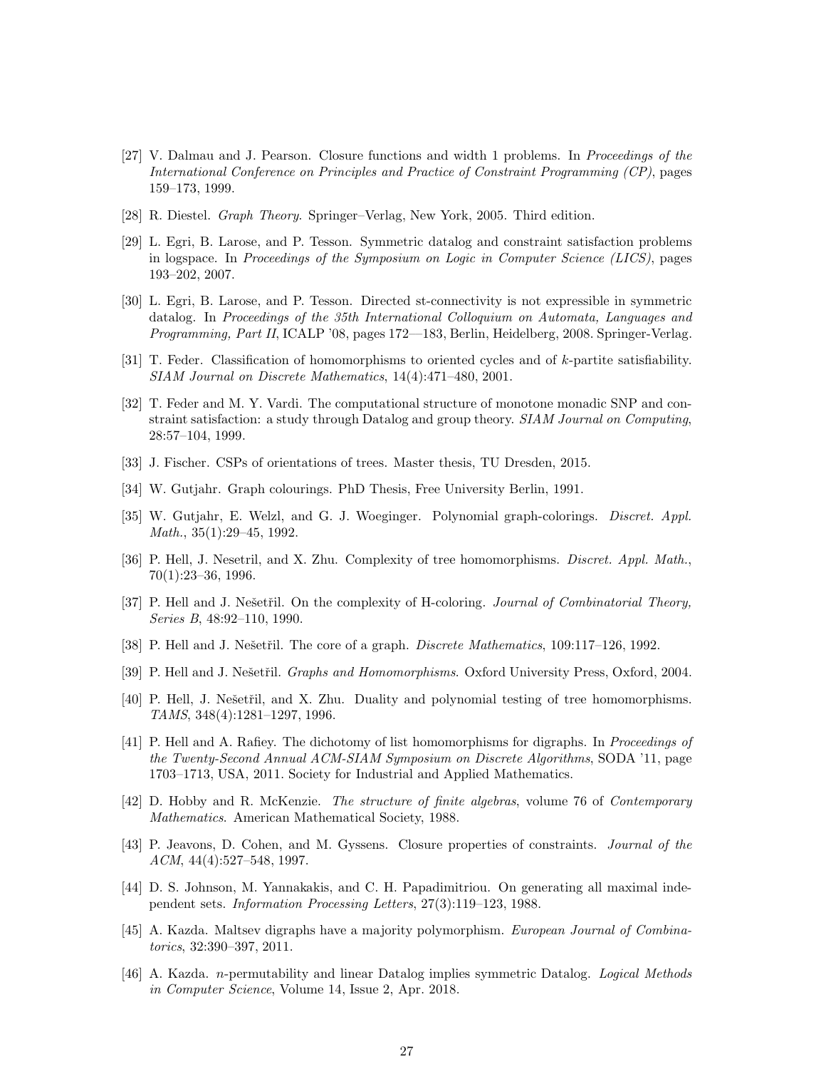[27] V. Dalmau and J. Pearson. Closure functions and width 1 problems. In *Proceedings of the International Conference on Principles and Practice of Constraint Programming (CP)*, pages 159–173, 1999.

[28] R. Diestel. *Graph Theory*. Springer–Verlag, New York, 2005. Third edition.

[29] L. Egri, B. Larose, and P. Tesson. Symmetric datalog and constraint satisfaction problems in logspace. In *Proceedings of the Symposium on Logic in Computer Science (LICS)*, pages 193–202, 2007.

[30] L. Egri, B. Larose, and P. Tesson. Directed st-connectivity is not expressible in symmetric datalog. In *Proceedings of the 35th International Colloquium on Automata, Languages and Programming, Part II*, ICALP '08, pages 172—183, Berlin, Heidelberg, 2008. Springer-Verlag.

[31] T. Feder. Classification of homomorphisms to oriented cycles and of $k$-partite satisfiability. *SIAM Journal on Discrete Mathematics*, 14(4):471–480, 2001.

[32] T. Feder and M. Y. Vardi. The computational structure of monotone monadic SNP and constraint satisfaction: a study through Datalog and group theory. *SIAM Journal on Computing*, 28:57–104, 1999.

[33] J. Fischer. CSPs of orientations of trees. Master thesis, TU Dresden, 2015.

[34] W. Gutjahr. Graph colourings. PhD Thesis, Free University Berlin, 1991.

[35] W. Gutjahr, E. Welzl, and G. J. Woeginger. Polynomial graph-colorings. *Discret. Appl. Math.*, 35(1):29–45, 1992.

[36] P. Hell, J. Nesetril, and X. Zhu. Complexity of tree homomorphisms. *Discret. Appl. Math.*, 70(1):23–36, 1996.

[37] P. Hell and J. Nešetřil. On the complexity of H-coloring. *Journal of Combinatorial Theory, Series B*, 48:92–110, 1990.

[38] P. Hell and J. Nešetřil. The core of a graph. *Discrete Mathematics*, 109:117–126, 1992.

[39] P. Hell and J. Nešetřil. *Graphs and Homomorphisms*. Oxford University Press, Oxford, 2004.

[40] P. Hell, J. Nešetřil, and X. Zhu. Duality and polynomial testing of tree homomorphisms. *TAMS*, 348(4):1281–1297, 1996.

[41] P. Hell and A. Rafiey. The dichotomy of list homomorphisms for digraphs. In *Proceedings of the Twenty-Second Annual ACM-SIAM Symposium on Discrete Algorithms*, SODA '11, page 1703–1713, USA, 2011. Society for Industrial and Applied Mathematics.

[42] D. Hobby and R. McKenzie. *The structure of finite algebras*, volume 76 of *Contemporary Mathematics*. American Mathematical Society, 1988.

[43] P. Jeavons, D. Cohen, and M. Gyssens. Closure properties of constraints. *Journal of the ACM*, 44(4):527–548, 1997.

[44] D. S. Johnson, M. Yannakakis, and C. H. Papadimitriou. On generating all maximal independent sets. *Information Processing Letters*, 27(3):119–123, 1988.

[45] A. Kazda. Maltsev digraphs have a majority polymorphism. *European Journal of Combinatorics*, 32:390–397, 2011.

[46] A. Kazda. $n$-permutability and linear Datalog implies symmetric Datalog. *Logical Methods in Computer Science*, Volume 14, Issue 2, Apr. 2018.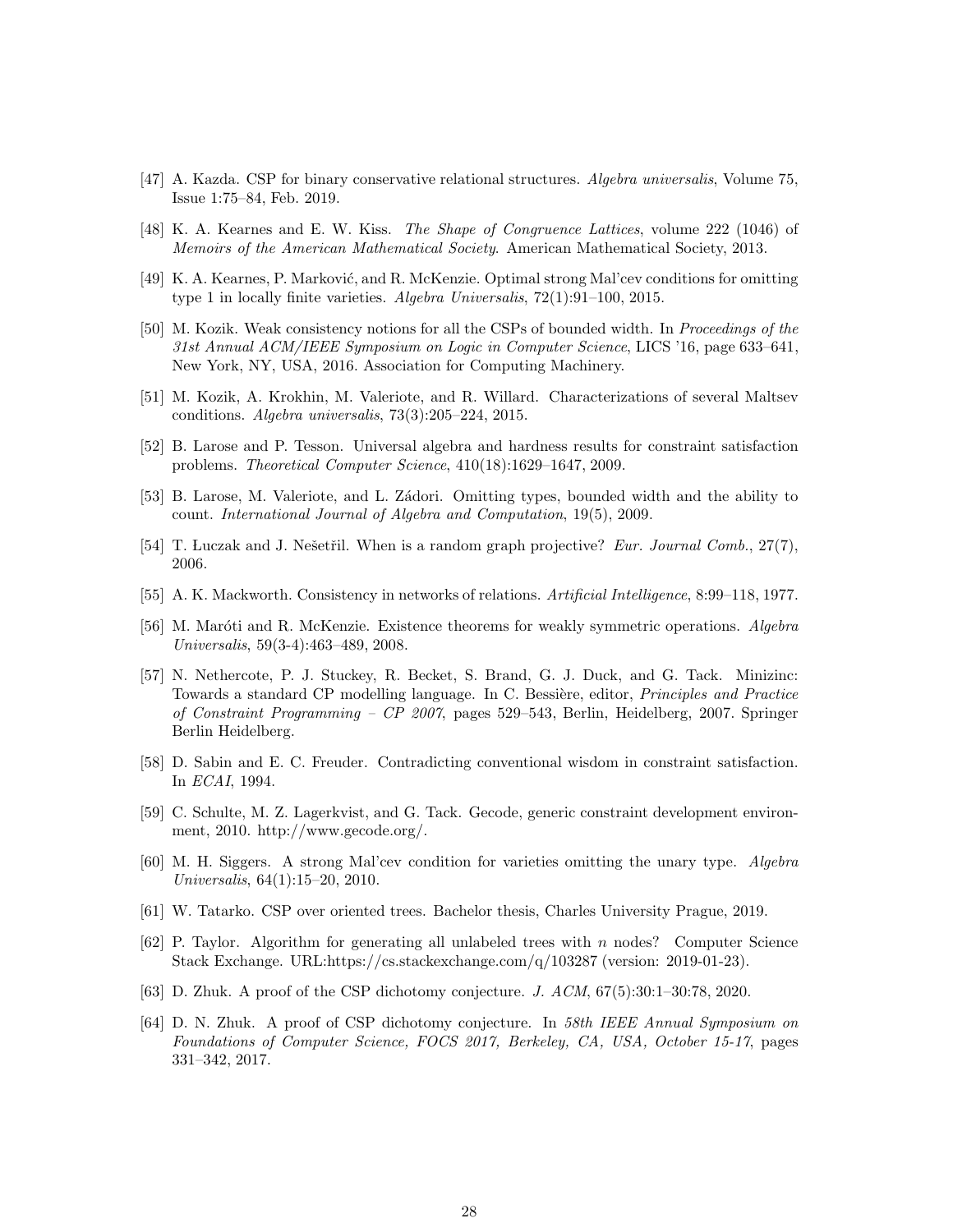[47] A. Kazda. CSP for binary conservative relational structures. *Algebra universalis*, Volume 75, Issue 1:75–84, Feb. 2019.

[48] K. A. Kearnes and E. W. Kiss. *The Shape of Congruence Lattices*, volume 222 (1046) of *Memoirs of the American Mathematical Society*. American Mathematical Society, 2013.

[49] K. A. Kearnes, P. Marković, and R. McKenzie. Optimal strong Mal'cev conditions for omitting type 1 in locally finite varieties. *Algebra Universalis*, 72(1):91–100, 2015.

[50] M. Kozik. Weak consistency notions for all the CSPs of bounded width. In *Proceedings of the 31st Annual ACM/IEEE Symposium on Logic in Computer Science*, LICS '16, page 633–641, New York, NY, USA, 2016. Association for Computing Machinery.

[51] M. Kozik, A. Krokhin, M. Valeriote, and R. Willard. Characterizations of several Maltsev conditions. *Algebra universalis*, 73(3):205–224, 2015.

[52] B. Larose and P. Tesson. Universal algebra and hardness results for constraint satisfaction problems. *Theoretical Computer Science*, 410(18):1629–1647, 2009.

[53] B. Larose, M. Valeriote, and L. Zádori. Omitting types, bounded width and the ability to count. *International Journal of Algebra and Computation*, 19(5), 2009.

[54] T. Łuczak and J. Nešetřil. When is a random graph projective? *Eur. Journal Comb.*, 27(7), 2006.

[55] A. K. Mackworth. Consistency in networks of relations. *Artificial Intelligence*, 8:99–118, 1977.

[56] M. Maróti and R. McKenzie. Existence theorems for weakly symmetric operations. *Algebra Universalis*, 59(3-4):463–489, 2008.

[57] N. Nethercote, P. J. Stuckey, R. Becket, S. Brand, G. J. Duck, and G. Tack. Minizinc: Towards a standard CP modelling language. In C. Bessière, editor, *Principles and Practice of Constraint Programming – CP 2007*, pages 529–543, Berlin, Heidelberg, 2007. Springer Berlin Heidelberg.

[58] D. Sabin and E. C. Freuder. Contradicting conventional wisdom in constraint satisfaction. In *ECAI*, 1994.

[59] C. Schulte, M. Z. Lagerkvist, and G. Tack. Gecode, generic constraint development environment, 2010. http://www.gecode.org/.

[60] M. H. Siggers. A strong Mal'cev condition for varieties omitting the unary type. *Algebra Universalis*, 64(1):15–20, 2010.

[61] W. Tatarko. CSP over oriented trees. Bachelor thesis, Charles University Prague, 2019.

[62] P. Taylor. Algorithm for generating all unlabeled trees with $n$ nodes? Computer Science Stack Exchange. URL:https://cs.stackexchange.com/q/103287 (version: 2019-01-23).

[63] D. Zhuk. A proof of the CSP dichotomy conjecture. *J. ACM*, 67(5):30:1–30:78, 2020.

[64] D. N. Zhuk. A proof of CSP dichotomy conjecture. In *58th IEEE Annual Symposium on Foundations of Computer Science, FOCS 2017, Berkeley, CA, USA, October 15-17*, pages 331–342, 2017.